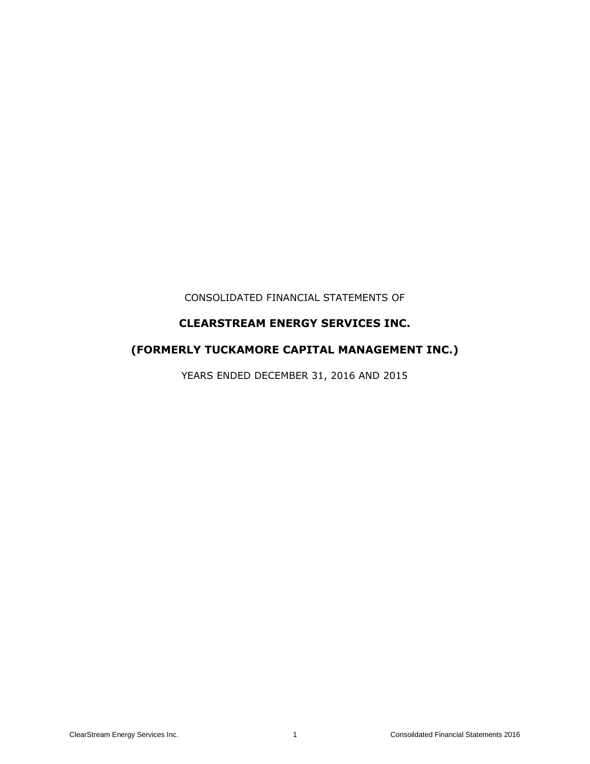CONSOLIDATED FINANCIAL STATEMENTS OF

# CLEARSTREAM ENERGY SERVICES INC.

# (FORMERLY TUCKAMORE CAPITAL MANAGEMENT INC.)

YEARS ENDED DECEMBER 31, 2016 AND 2015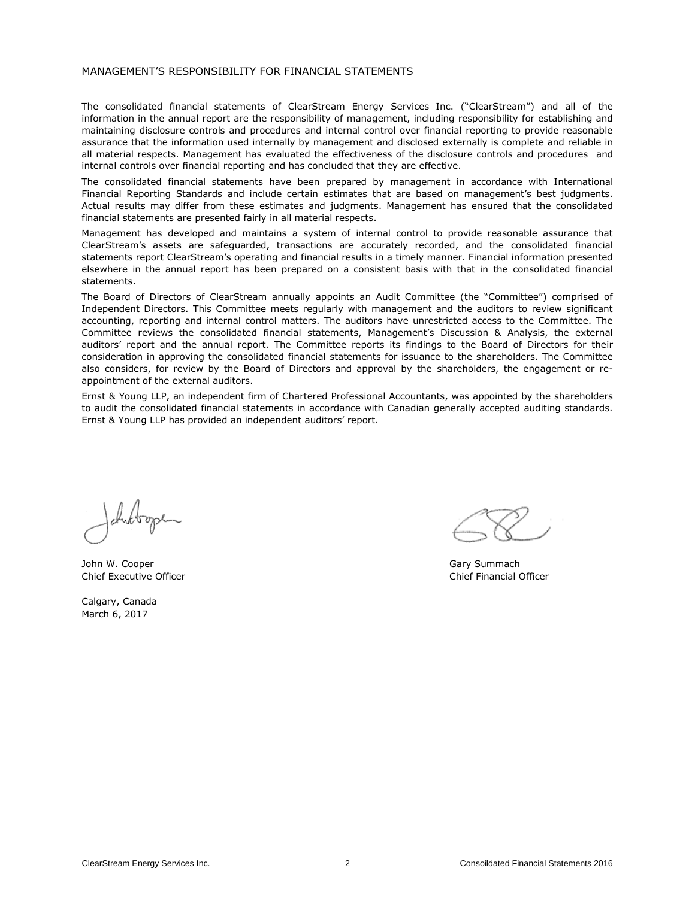# MANAGEMENT'S RESPONSIBILITY FOR FINANCIAL STATEMENTS

The consolidated financial statements of ClearStream Energy Services Inc. ("ClearStream") and all of the information in the annual report are the responsibility of management, including responsibility for establishing and maintaining disclosure controls and procedures and internal control over financial reporting to provide reasonable assurance that the information used internally by management and disclosed externally is complete and reliable in all material respects. Management has evaluated the effectiveness of the disclosure controls and procedures and internal controls over financial reporting and has concluded that they are effective.

The consolidated financial statements have been prepared by management in accordance with International Financial Reporting Standards and include certain estimates that are based on management's best judgments. Actual results may differ from these estimates and judgments. Management has ensured that the consolidated financial statements are presented fairly in all material respects.

Management has developed and maintains a system of internal control to provide reasonable assurance that ClearStream's assets are safeguarded, transactions are accurately recorded, and the consolidated financial statements report ClearStream's operating and financial results in a timely manner. Financial information presented elsewhere in the annual report has been prepared on a consistent basis with that in the consolidated financial statements.

The Board of Directors of ClearStream annually appoints an Audit Committee (the "Committee") comprised of Independent Directors. This Committee meets regularly with management and the auditors to review significant accounting, reporting and internal control matters. The auditors have unrestricted access to the Committee. The Committee reviews the consolidated financial statements, Management's Discussion & Analysis, the external auditors' report and the annual report. The Committee reports its findings to the Board of Directors for their consideration in approving the consolidated financial statements for issuance to the shareholders. The Committee also considers, for review by the Board of Directors and approval by the shareholders, the engagement or re-appointment of the external auditors.

Ernst & Young LLP, an independent firm of Chartered Professional Accountants, was appointed by the shareholders to audit the consolidated financial statements in accordance with Canadian generally accepted auditing standards. Ernst & Young LLP has provided an independent auditors' report.

John W. Cooper
Chief Executive Officer

Gary Summach
Chief Financial Officer

Calgary, Canada
March 6, 2017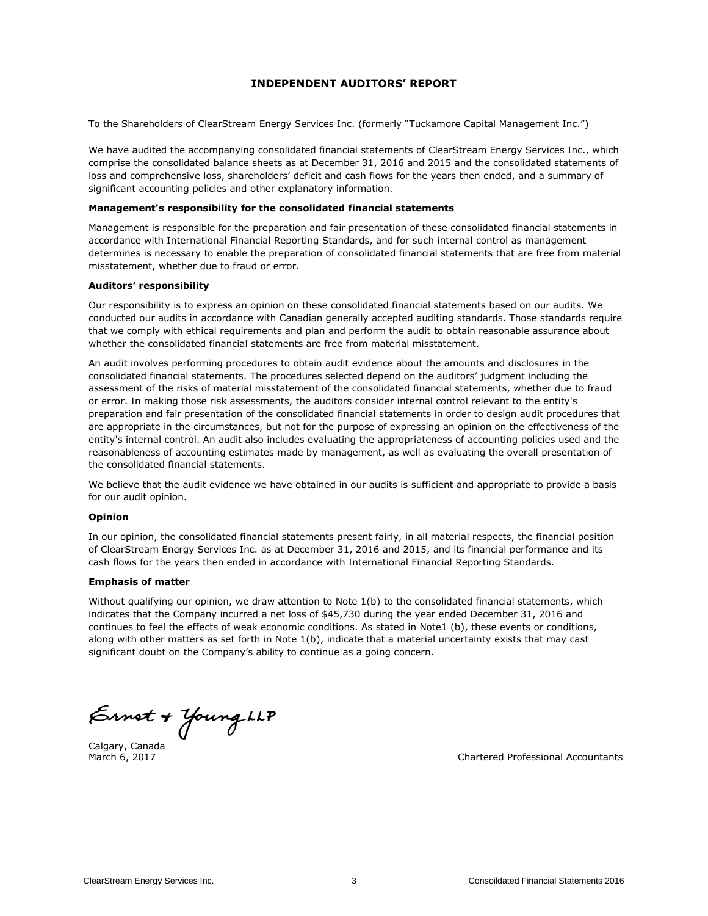# INDEPENDENT AUDITORS' REPORT

To the Shareholders of ClearStream Energy Services Inc. (formerly "Tuckamore Capital Management Inc.")

We have audited the accompanying consolidated financial statements of ClearStream Energy Services Inc., which comprise the consolidated balance sheets as at December 31, 2016 and 2015 and the consolidated statements of loss and comprehensive loss, shareholders' deficit and cash flows for the years then ended, and a summary of significant accounting policies and other explanatory information.

**Management's responsibility for the consolidated financial statements**

Management is responsible for the preparation and fair presentation of these consolidated financial statements in accordance with International Financial Reporting Standards, and for such internal control as management determines is necessary to enable the preparation of consolidated financial statements that are free from material misstatement, whether due to fraud or error.

**Auditors' responsibility**

Our responsibility is to express an opinion on these consolidated financial statements based on our audits. We conducted our audits in accordance with Canadian generally accepted auditing standards. Those standards require that we comply with ethical requirements and plan and perform the audit to obtain reasonable assurance about whether the consolidated financial statements are free from material misstatement.

An audit involves performing procedures to obtain audit evidence about the amounts and disclosures in the consolidated financial statements. The procedures selected depend on the auditors' judgment including the assessment of the risks of material misstatement of the consolidated financial statements, whether due to fraud or error. In making those risk assessments, the auditors consider internal control relevant to the entity's preparation and fair presentation of the consolidated financial statements in order to design audit procedures that are appropriate in the circumstances, but not for the purpose of expressing an opinion on the effectiveness of the entity's internal control. An audit also includes evaluating the appropriateness of accounting policies used and the reasonableness of accounting estimates made by management, as well as evaluating the overall presentation of the consolidated financial statements.

We believe that the audit evidence we have obtained in our audits is sufficient and appropriate to provide a basis for our audit opinion.

**Opinion**

In our opinion, the consolidated financial statements present fairly, in all material respects, the financial position of ClearStream Energy Services Inc. as at December 31, 2016 and 2015, and its financial performance and its cash flows for the years then ended in accordance with International Financial Reporting Standards.

**Emphasis of matter**

Without qualifying our opinion, we draw attention to Note 1(b) to the consolidated financial statements, which indicates that the Company incurred a net loss of $45,730 during the year ended December 31, 2016 and continues to feel the effects of weak economic conditions. As stated in Note1 (b), these events or conditions, along with other matters as set forth in Note 1(b), indicate that a material uncertainty exists that may cast significant doubt on the Company's ability to continue as a going concern.

Ernst & Young LLP

Calgary, Canada
March 6, 2017

Chartered Professional Accountants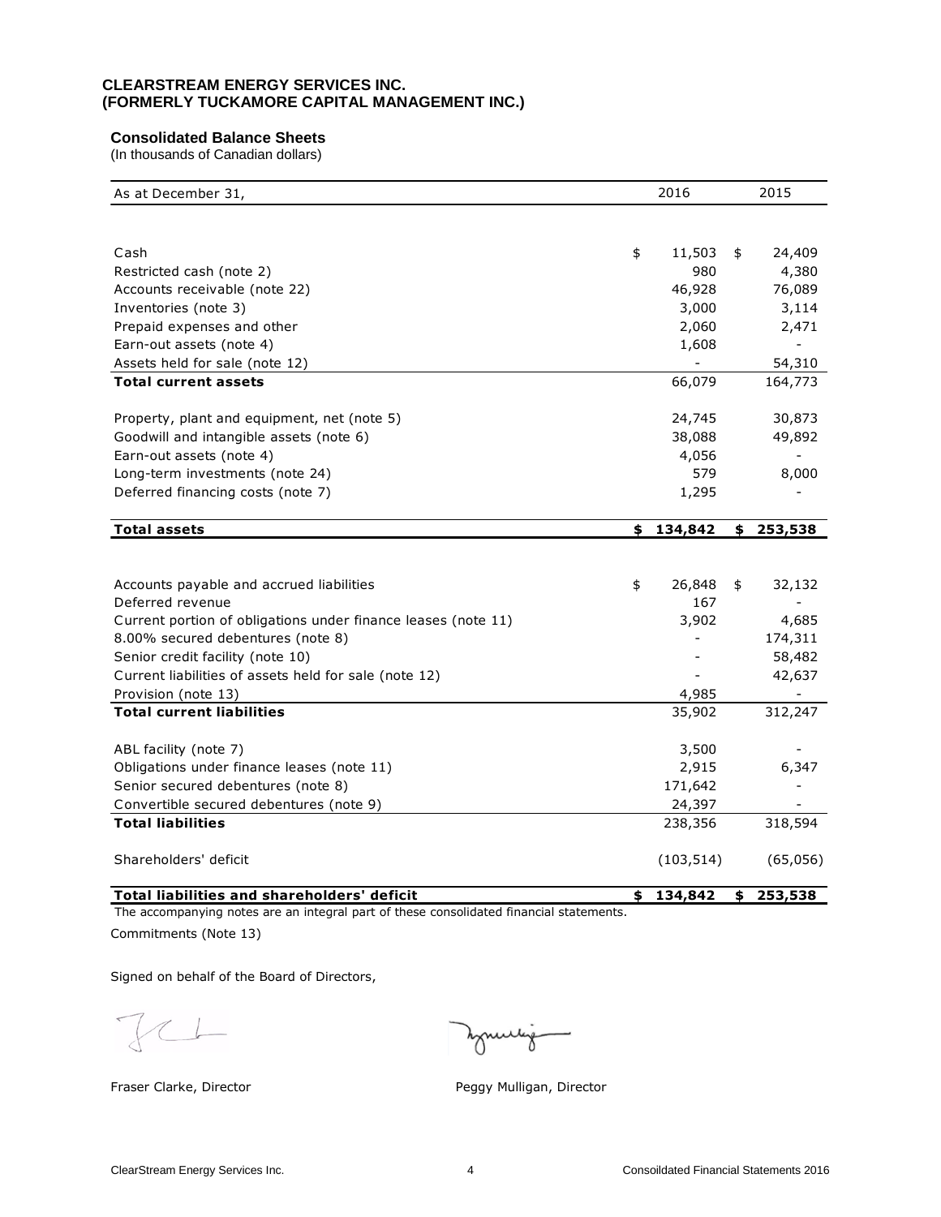**CLEARSTREAM ENERGY SERVICES INC.**
**(FORMERLY TUCKAMORE CAPITAL MANAGEMENT INC.)**

### Consolidated Balance Sheets

(In thousands of Canadian dollars)

| As at December 31, | 2016 | 2015 |
|---|---|---|
| Cash | $ 11,503 | $ 24,409 |
| Restricted cash (note 2) | 980 | 4,380 |
| Accounts receivable (note 22) | 46,928 | 76,089 |
| Inventories (note 3) | 3,000 | 3,114 |
| Prepaid expenses and other | 2,060 | 2,471 |
| Earn-out assets (note 4) | 1,608 | - |
| Assets held for sale (note 12) | - | 54,310 |
| **Total current assets** | 66,079 | 164,773 |
| Property, plant and equipment, net (note 5) | 24,745 | 30,873 |
| Goodwill and intangible assets (note 6) | 38,088 | 49,892 |
| Earn-out assets (note 4) | 4,056 | - |
| Long-term investments (note 24) | 579 | 8,000 |
| Deferred financing costs (note 7) | 1,295 | - |
| **Total assets** | **$ 134,842** | **$ 253,538** |
| Accounts payable and accrued liabilities | $ 26,848 | $ 32,132 |
| Deferred revenue | 167 | - |
| Current portion of obligations under finance leases (note 11) | 3,902 | 4,685 |
| 8.00% secured debentures (note 8) | - | 174,311 |
| Senior credit facility (note 10) | - | 58,482 |
| Current liabilities of assets held for sale (note 12) | - | 42,637 |
| Provision (note 13) | 4,985 | - |
| **Total current liabilities** | 35,902 | 312,247 |
| ABL facility (note 7) | 3,500 | - |
| Obligations under finance leases (note 11) | 2,915 | 6,347 |
| Senior secured debentures (note 8) | 171,642 | - |
| Convertible secured debentures (note 9) | 24,397 | - |
| **Total liabilities** | 238,356 | 318,594 |
| Shareholders' deficit | (103,514) | (65,056) |
| **Total liabilities and shareholders' deficit** | **$ 134,842** | **$ 253,538** |

The accompanying notes are an integral part of these consolidated financial statements.

Commitments (Note 13)

Signed on behalf of the Board of Directors,

Fraser Clarke, Director

Peggy Mulligan, Director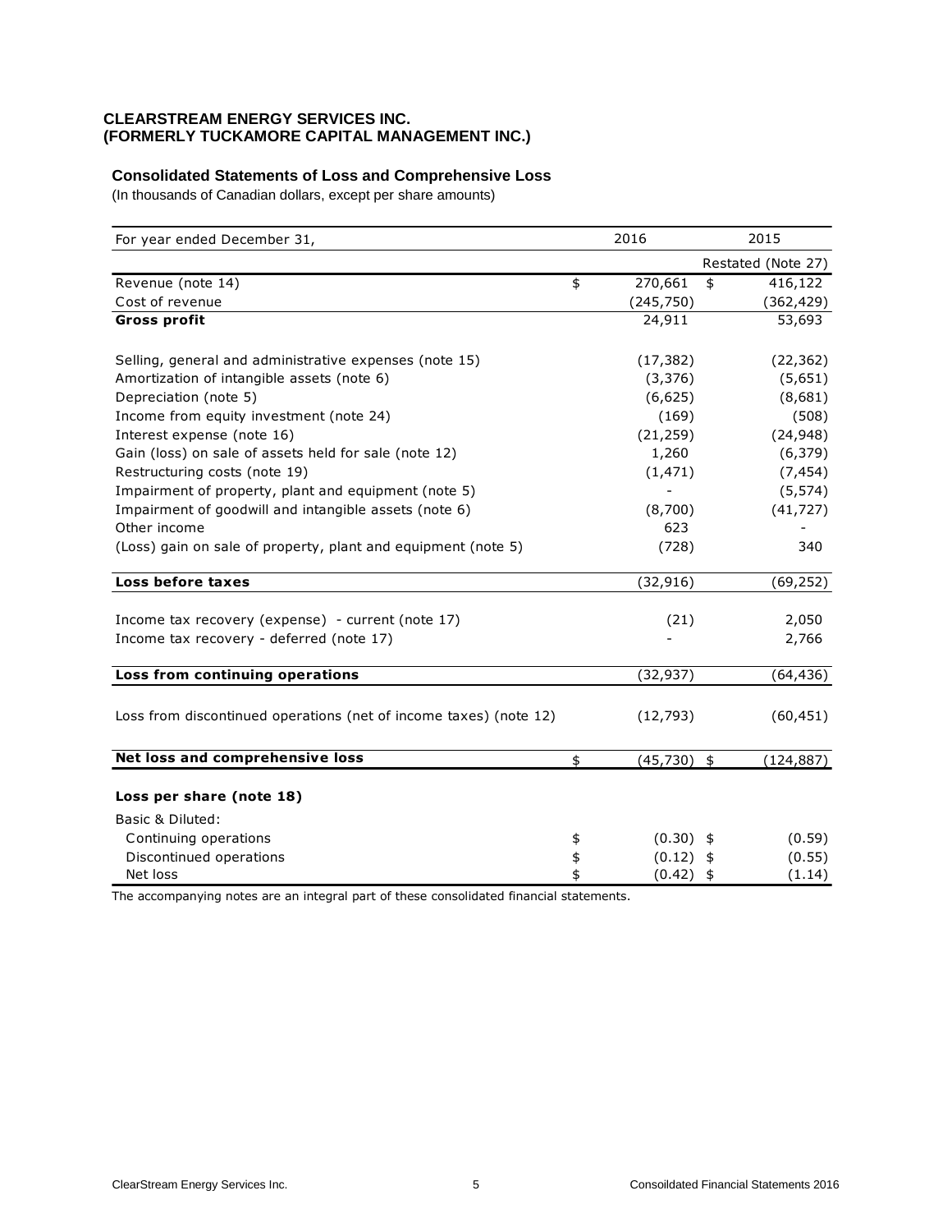**CLEARSTREAM ENERGY SERVICES INC.**
**(FORMERLY TUCKAMORE CAPITAL MANAGEMENT INC.)**

## Consolidated Statements of Loss and Comprehensive Loss

(In thousands of Canadian dollars, except per share amounts)

| For year ended December 31, | 2016 | 2015 |
|---|---|---|
| | | Restated (Note 27) |
| Revenue (note 14) | $ 270,661 | $ 416,122 |
| Cost of revenue | (245,750) | (362,429) |
| **Gross profit** | 24,911 | 53,693 |
| | | |
| Selling, general and administrative expenses (note 15) | (17,382) | (22,362) |
| Amortization of intangible assets (note 6) | (3,376) | (5,651) |
| Depreciation (note 5) | (6,625) | (8,681) |
| Income from equity investment (note 24) | (169) | (508) |
| Interest expense (note 16) | (21,259) | (24,948) |
| Gain (loss) on sale of assets held for sale (note 12) | 1,260 | (6,379) |
| Restructuring costs (note 19) | (1,471) | (7,454) |
| Impairment of property, plant and equipment (note 5) | - | (5,574) |
| Impairment of goodwill and intangible assets (note 6) | (8,700) | (41,727) |
| Other income | 623 | - |
| (Loss) gain on sale of property, plant and equipment (note 5) | (728) | 340 |
| **Loss before taxes** | (32,916) | (69,252) |
| | | |
| Income tax recovery (expense) - current (note 17) | (21) | 2,050 |
| Income tax recovery - deferred (note 17) | - | 2,766 |
| **Loss from continuing operations** | (32,937) | (64,436) |
| | | |
| Loss from discontinued operations (net of income taxes) (note 12) | (12,793) | (60,451) |
| | | |
| **Net loss and comprehensive loss** | $ (45,730) | $ (124,887) |
| | | |
| **Loss per share (note 18)** | | |
| Basic & Diluted: | | |
| Continuing operations | $ (0.30) | $ (0.59) |
| Discontinued operations | $ (0.12) | $ (0.55) |
| Net loss | $ (0.42) | $ (1.14) |

The accompanying notes are an integral part of these consolidated financial statements.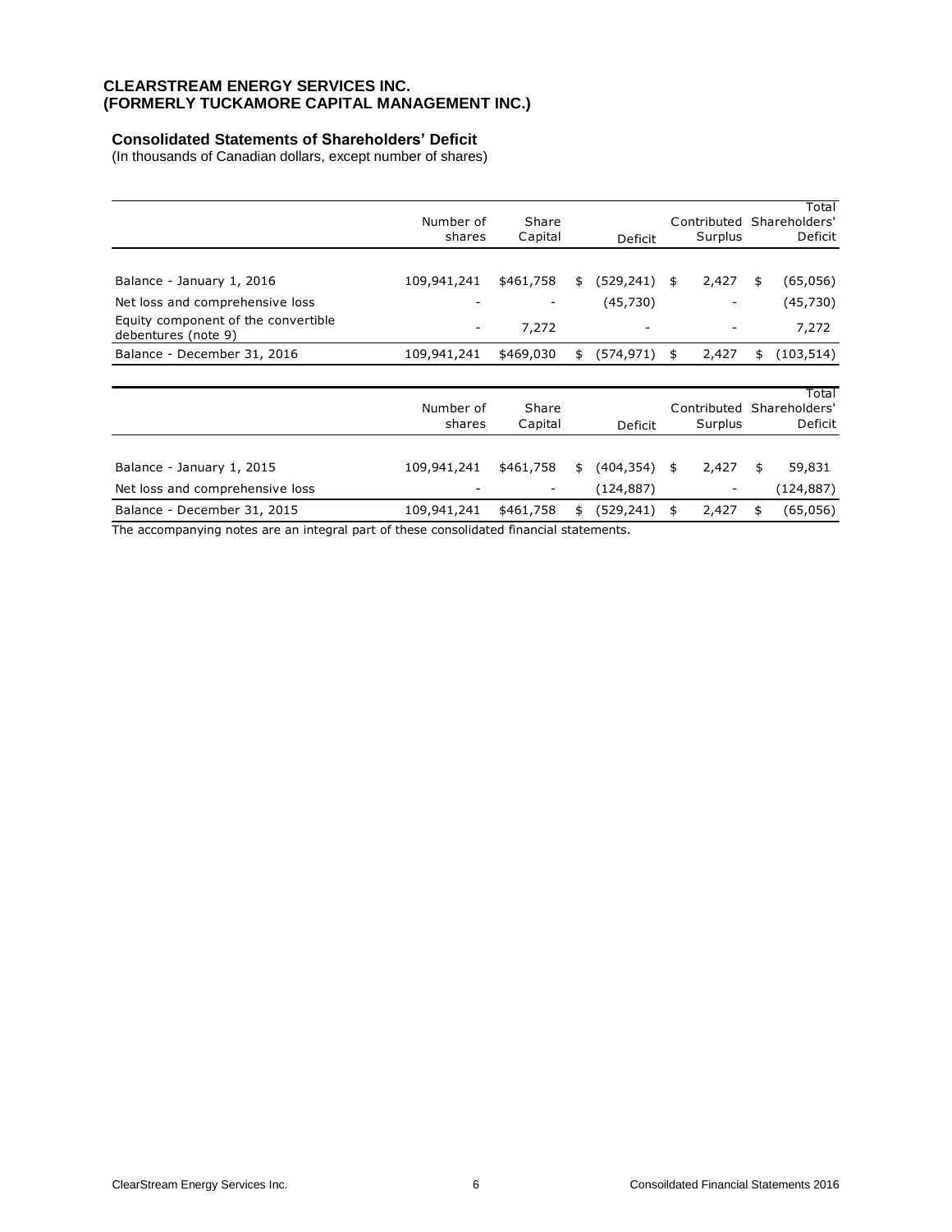**CLEARSTREAM ENERGY SERVICES INC.**
**(FORMERLY TUCKAMORE CAPITAL MANAGEMENT INC.)**

## Consolidated Statements of Shareholders' Deficit

(In thousands of Canadian dollars, except number of shares)

| | Number of shares | Share Capital | Deficit | Contributed Surplus | Total Shareholders' Deficit |
|---|---|---|---|---|---|
| Balance - January 1, 2016 | 109,941,241 | $461,758 | $ (529,241) | $ 2,427 | $ (65,056) |
| Net loss and comprehensive loss | - | - | (45,730) | - | (45,730) |
| Equity component of the convertible debentures (note 9) | - | 7,272 | - | - | 7,272 |
| Balance - December 31, 2016 | 109,941,241 | $469,030 | $ (574,971) | $ 2,427 | $ (103,514) |

| | Number of shares | Share Capital | Deficit | Contributed Surplus | Total Shareholders' Deficit |
|---|---|---|---|---|---|
| Balance - January 1, 2015 | 109,941,241 | $461,758 | $ (404,354) | $ 2,427 | $ 59,831 |
| Net loss and comprehensive loss | - | - | (124,887) | - | (124,887) |
| Balance - December 31, 2015 | 109,941,241 | $461,758 | $ (529,241) | $ 2,427 | $ (65,056) |

The accompanying notes are an integral part of these consolidated financial statements.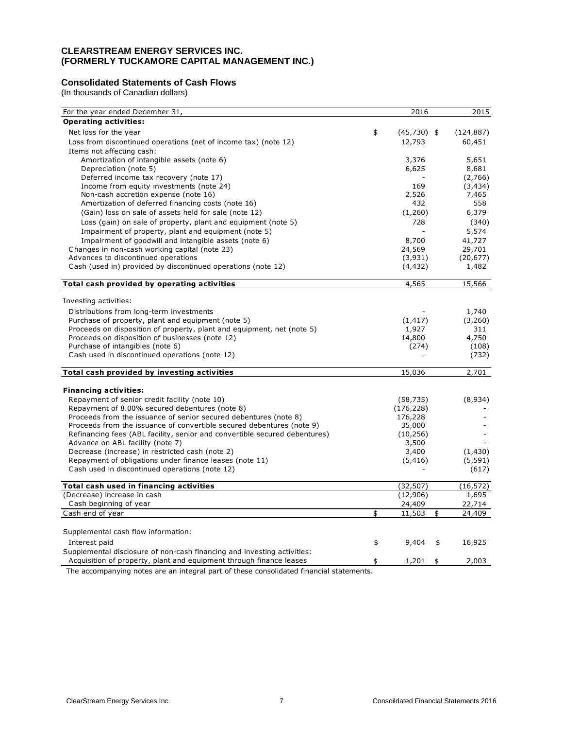**CLEARSTREAM ENERGY SERVICES INC.**
**(FORMERLY TUCKAMORE CAPITAL MANAGEMENT INC.)**

## Consolidated Statements of Cash Flows

(In thousands of Canadian dollars)

| For the year ended December 31, | 2016 | 2015 |
|---|---|---|
| **Operating activities:** | | |
| Net loss for the year | $ (45,730) | $ (124,887) |
| Loss from discontinued operations (net of income tax) (note 12) | 12,793 | 60,451 |
| Items not affecting cash: | | |
| Amortization of intangible assets (note 6) | 3,376 | 5,651 |
| Depreciation (note 5) | 6,625 | 8,681 |
| Deferred income tax recovery (note 17) | - | (2,766) |
| Income from equity investments (note 24) | 169 | (3,434) |
| Non-cash accretion expense (note 16) | 2,526 | 7,465 |
| Amortization of deferred financing costs (note 16) | 432 | 558 |
| (Gain) loss on sale of assets held for sale (note 12) | (1,260) | 6,379 |
| Loss (gain) on sale of property, plant and equipment (note 5) | 728 | (340) |
| Impairment of property, plant and equipment (note 5) | - | 5,574 |
| Impairment of goodwill and intangible assets (note 6) | 8,700 | 41,727 |
| Changes in non-cash working capital (note 23) | 24,569 | 29,701 |
| Advances to discontinued operations | (3,931) | (20,677) |
| Cash (used in) provided by discontinued operations (note 12) | (4,432) | 1,482 |
| **Total cash provided by operating activities** | 4,565 | 15,566 |
| Investing activities: | | |
| Distributions from long-term investments | - | 1,740 |
| Purchase of property, plant and equipment (note 5) | (1,417) | (3,260) |
| Proceeds on disposition of property, plant and equipment, net (note 5) | 1,927 | 311 |
| Proceeds on disposition of businesses (note 12) | 14,800 | 4,750 |
| Purchase of intangibles (note 6) | (274) | (108) |
| Cash used in discontinued operations (note 12) | - | (732) |
| **Total cash provided by investing activities** | 15,036 | 2,701 |
| **Financing activities:** | | |
| Repayment of senior credit facility (note 10) | (58,735) | (8,934) |
| Repayment of 8.00% secured debentures (note 8) | (176,228) | - |
| Proceeds from the issuance of senior secured debentures (note 8) | 176,228 | - |
| Proceeds from the issuance of convertible secured debentures (note 9) | 35,000 | - |
| Refinancing fees (ABL facility, senior and convertible secured debentures) | (10,256) | - |
| Advance on ABL facility (note 7) | 3,500 | - |
| Decrease (increase) in restricted cash (note 2) | 3,400 | (1,430) |
| Repayment of obligations under finance leases (note 11) | (5,416) | (5,591) |
| Cash used in discontinued operations (note 12) | - | (617) |
| **Total cash used in financing activities** | (32,507) | (16,572) |
| (Decrease) increase in cash | (12,906) | 1,695 |
| Cash beginning of year | 24,409 | 22,714 |
| Cash end of year | $ 11,503 | $ 24,409 |
| Supplemental cash flow information: | | |
| Interest paid | $ 9,404 | $ 16,925 |
| Supplemental disclosure of non-cash financing and investing activities: | | |
| Acquisition of property, plant and equipment through finance leases | $ 1,201 | $ 2,003 |

The accompanying notes are an integral part of these consolidated financial statements.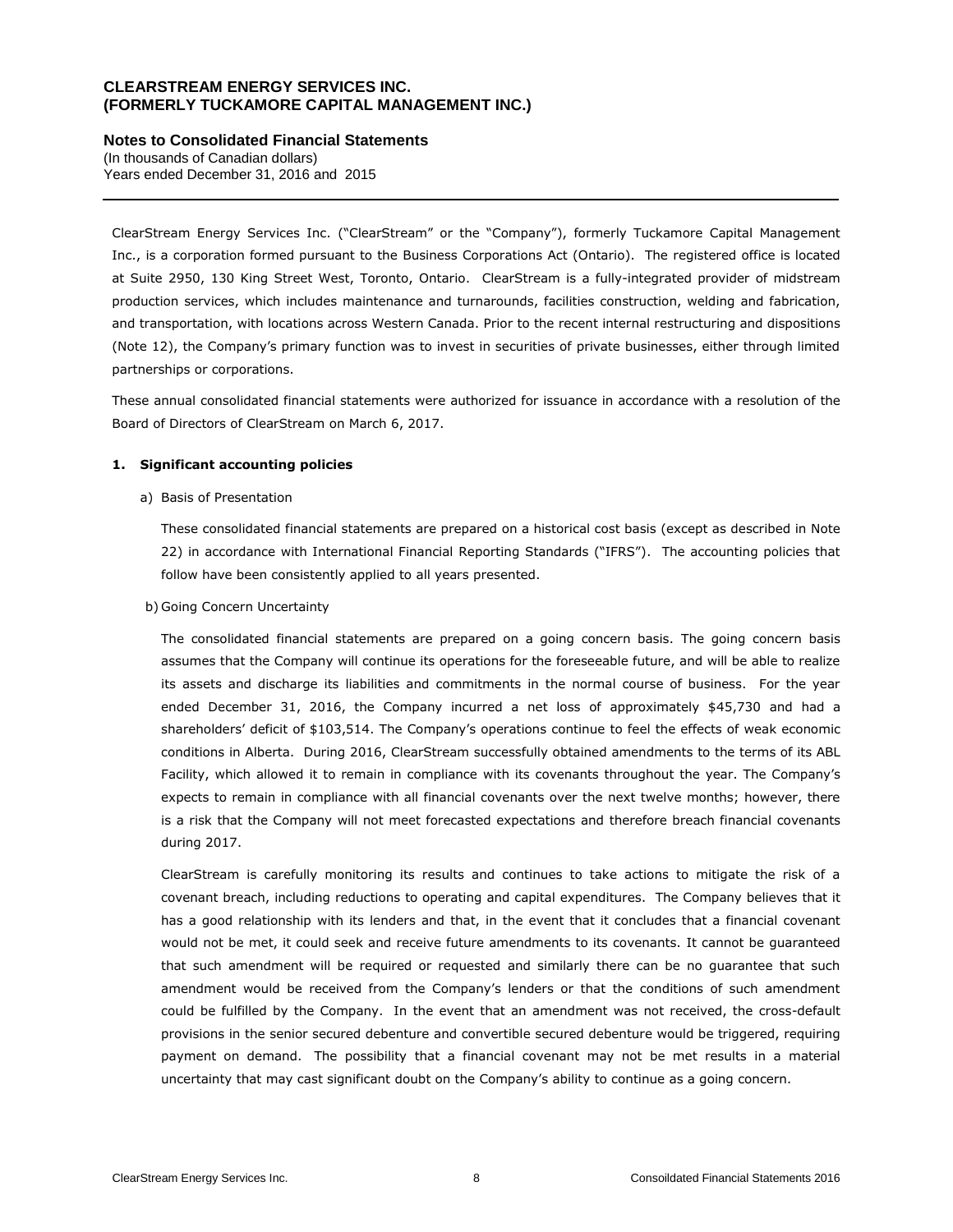**CLEARSTREAM ENERGY SERVICES INC.**
**(FORMERLY TUCKAMORE CAPITAL MANAGEMENT INC.)**

**Notes to Consolidated Financial Statements**
(In thousands of Canadian dollars)
Years ended December 31, 2016 and 2015

ClearStream Energy Services Inc. ("ClearStream" or the "Company"), formerly Tuckamore Capital Management Inc., is a corporation formed pursuant to the Business Corporations Act (Ontario). The registered office is located at Suite 2950, 130 King Street West, Toronto, Ontario. ClearStream is a fully-integrated provider of midstream production services, which includes maintenance and turnarounds, facilities construction, welding and fabrication, and transportation, with locations across Western Canada. Prior to the recent internal restructuring and dispositions (Note 12), the Company's primary function was to invest in securities of private businesses, either through limited partnerships or corporations.

These annual consolidated financial statements were authorized for issuance in accordance with a resolution of the Board of Directors of ClearStream on March 6, 2017.

**1. Significant accounting policies**

a) Basis of Presentation

These consolidated financial statements are prepared on a historical cost basis (except as described in Note 22) in accordance with International Financial Reporting Standards ("IFRS"). The accounting policies that follow have been consistently applied to all years presented.

b) Going Concern Uncertainty

The consolidated financial statements are prepared on a going concern basis. The going concern basis assumes that the Company will continue its operations for the foreseeable future, and will be able to realize its assets and discharge its liabilities and commitments in the normal course of business. For the year ended December 31, 2016, the Company incurred a net loss of approximately $45,730 and had a shareholders' deficit of $103,514. The Company's operations continue to feel the effects of weak economic conditions in Alberta. During 2016, ClearStream successfully obtained amendments to the terms of its ABL Facility, which allowed it to remain in compliance with its covenants throughout the year. The Company's expects to remain in compliance with all financial covenants over the next twelve months; however, there is a risk that the Company will not meet forecasted expectations and therefore breach financial covenants during 2017.

ClearStream is carefully monitoring its results and continues to take actions to mitigate the risk of a covenant breach, including reductions to operating and capital expenditures. The Company believes that it has a good relationship with its lenders and that, in the event that it concludes that a financial covenant would not be met, it could seek and receive future amendments to its covenants. It cannot be guaranteed that such amendment will be required or requested and similarly there can be no guarantee that such amendment would be received from the Company's lenders or that the conditions of such amendment could be fulfilled by the Company. In the event that an amendment was not received, the cross-default provisions in the senior secured debenture and convertible secured debenture would be triggered, requiring payment on demand. The possibility that a financial covenant may not be met results in a material uncertainty that may cast significant doubt on the Company's ability to continue as a going concern.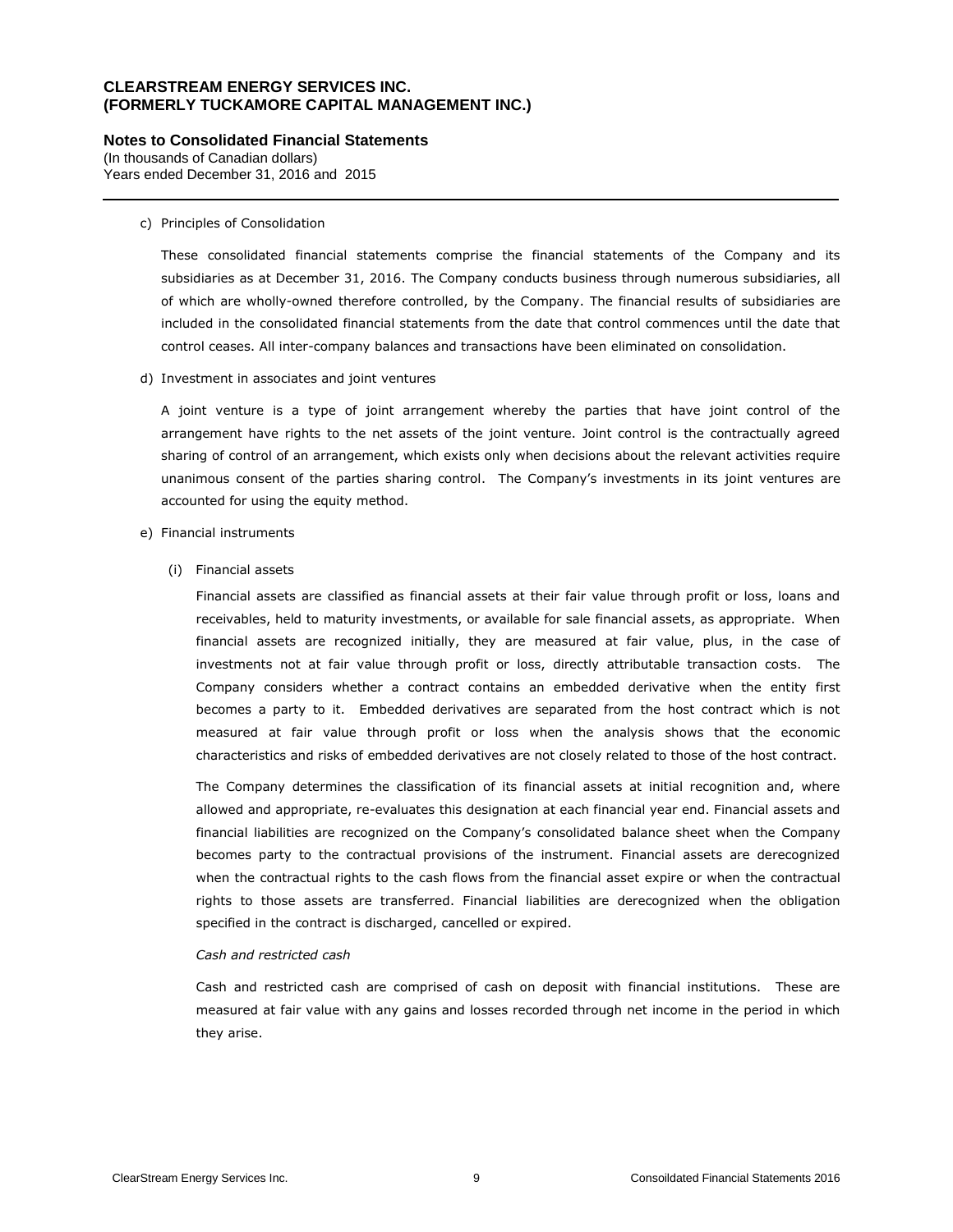c) Principles of Consolidation

These consolidated financial statements comprise the financial statements of the Company and its subsidiaries as at December 31, 2016. The Company conducts business through numerous subsidiaries, all of which are wholly-owned therefore controlled, by the Company. The financial results of subsidiaries are included in the consolidated financial statements from the date that control commences until the date that control ceases. All inter-company balances and transactions have been eliminated on consolidation.

d) Investment in associates and joint ventures

A joint venture is a type of joint arrangement whereby the parties that have joint control of the arrangement have rights to the net assets of the joint venture. Joint control is the contractually agreed sharing of control of an arrangement, which exists only when decisions about the relevant activities require unanimous consent of the parties sharing control. The Company's investments in its joint ventures are accounted for using the equity method.

e) Financial instruments

(i) Financial assets

Financial assets are classified as financial assets at their fair value through profit or loss, loans and receivables, held to maturity investments, or available for sale financial assets, as appropriate. When financial assets are recognized initially, they are measured at fair value, plus, in the case of investments not at fair value through profit or loss, directly attributable transaction costs. The Company considers whether a contract contains an embedded derivative when the entity first becomes a party to it. Embedded derivatives are separated from the host contract which is not measured at fair value through profit or loss when the analysis shows that the economic characteristics and risks of embedded derivatives are not closely related to those of the host contract.

The Company determines the classification of its financial assets at initial recognition and, where allowed and appropriate, re-evaluates this designation at each financial year end. Financial assets and financial liabilities are recognized on the Company's consolidated balance sheet when the Company becomes party to the contractual provisions of the instrument. Financial assets are derecognized when the contractual rights to the cash flows from the financial asset expire or when the contractual rights to those assets are transferred. Financial liabilities are derecognized when the obligation specified in the contract is discharged, cancelled or expired.

*Cash and restricted cash*

Cash and restricted cash are comprised of cash on deposit with financial institutions. These are measured at fair value with any gains and losses recorded through net income in the period in which they arise.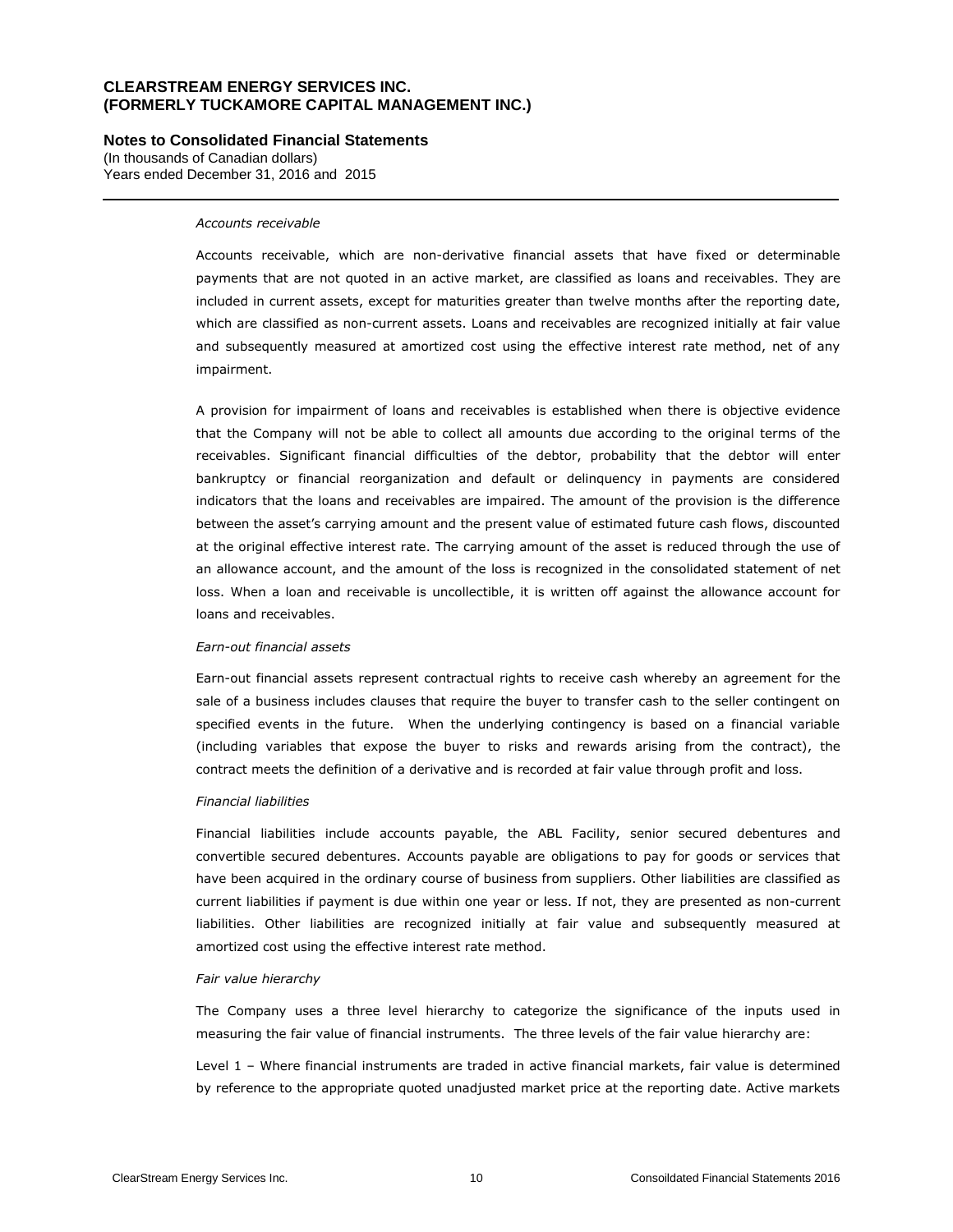*Accounts receivable*

Accounts receivable, which are non-derivative financial assets that have fixed or determinable payments that are not quoted in an active market, are classified as loans and receivables. They are included in current assets, except for maturities greater than twelve months after the reporting date, which are classified as non-current assets. Loans and receivables are recognized initially at fair value and subsequently measured at amortized cost using the effective interest rate method, net of any impairment.

A provision for impairment of loans and receivables is established when there is objective evidence that the Company will not be able to collect all amounts due according to the original terms of the receivables. Significant financial difficulties of the debtor, probability that the debtor will enter bankruptcy or financial reorganization and default or delinquency in payments are considered indicators that the loans and receivables are impaired. The amount of the provision is the difference between the asset's carrying amount and the present value of estimated future cash flows, discounted at the original effective interest rate. The carrying amount of the asset is reduced through the use of an allowance account, and the amount of the loss is recognized in the consolidated statement of net loss. When a loan and receivable is uncollectible, it is written off against the allowance account for loans and receivables.

*Earn-out financial assets*

Earn-out financial assets represent contractual rights to receive cash whereby an agreement for the sale of a business includes clauses that require the buyer to transfer cash to the seller contingent on specified events in the future. When the underlying contingency is based on a financial variable (including variables that expose the buyer to risks and rewards arising from the contract), the contract meets the definition of a derivative and is recorded at fair value through profit and loss.

*Financial liabilities*

Financial liabilities include accounts payable, the ABL Facility, senior secured debentures and convertible secured debentures. Accounts payable are obligations to pay for goods or services that have been acquired in the ordinary course of business from suppliers. Other liabilities are classified as current liabilities if payment is due within one year or less. If not, they are presented as non-current liabilities. Other liabilities are recognized initially at fair value and subsequently measured at amortized cost using the effective interest rate method.

*Fair value hierarchy*

The Company uses a three level hierarchy to categorize the significance of the inputs used in measuring the fair value of financial instruments. The three levels of the fair value hierarchy are:

Level 1 – Where financial instruments are traded in active financial markets, fair value is determined by reference to the appropriate quoted unadjusted market price at the reporting date. Active markets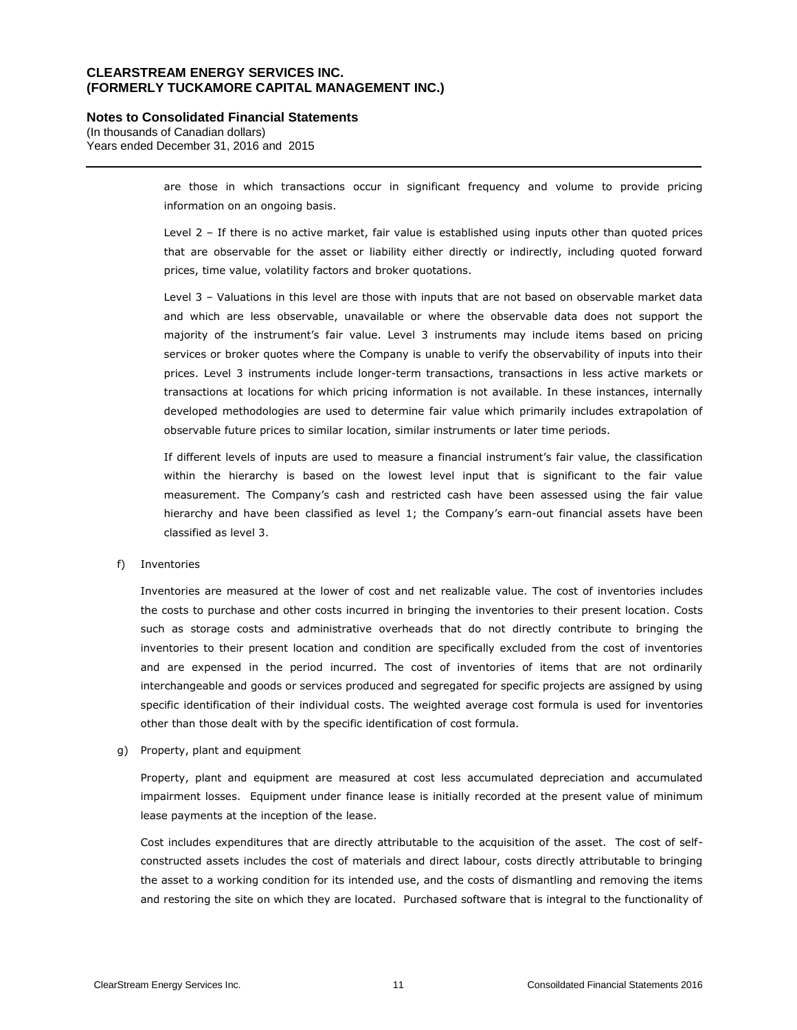are those in which transactions occur in significant frequency and volume to provide pricing information on an ongoing basis.

Level 2 – If there is no active market, fair value is established using inputs other than quoted prices that are observable for the asset or liability either directly or indirectly, including quoted forward prices, time value, volatility factors and broker quotations.

Level 3 – Valuations in this level are those with inputs that are not based on observable market data and which are less observable, unavailable or where the observable data does not support the majority of the instrument's fair value. Level 3 instruments may include items based on pricing services or broker quotes where the Company is unable to verify the observability of inputs into their prices. Level 3 instruments include longer-term transactions, transactions in less active markets or transactions at locations for which pricing information is not available. In these instances, internally developed methodologies are used to determine fair value which primarily includes extrapolation of observable future prices to similar location, similar instruments or later time periods.

If different levels of inputs are used to measure a financial instrument's fair value, the classification within the hierarchy is based on the lowest level input that is significant to the fair value measurement. The Company's cash and restricted cash have been assessed using the fair value hierarchy and have been classified as level 1; the Company's earn-out financial assets have been classified as level 3.

f) Inventories

Inventories are measured at the lower of cost and net realizable value. The cost of inventories includes the costs to purchase and other costs incurred in bringing the inventories to their present location. Costs such as storage costs and administrative overheads that do not directly contribute to bringing the inventories to their present location and condition are specifically excluded from the cost of inventories and are expensed in the period incurred. The cost of inventories of items that are not ordinarily interchangeable and goods or services produced and segregated for specific projects are assigned by using specific identification of their individual costs. The weighted average cost formula is used for inventories other than those dealt with by the specific identification of cost formula.

g) Property, plant and equipment

Property, plant and equipment are measured at cost less accumulated depreciation and accumulated impairment losses. Equipment under finance lease is initially recorded at the present value of minimum lease payments at the inception of the lease.

Cost includes expenditures that are directly attributable to the acquisition of the asset. The cost of self-constructed assets includes the cost of materials and direct labour, costs directly attributable to bringing the asset to a working condition for its intended use, and the costs of dismantling and removing the items and restoring the site on which they are located. Purchased software that is integral to the functionality of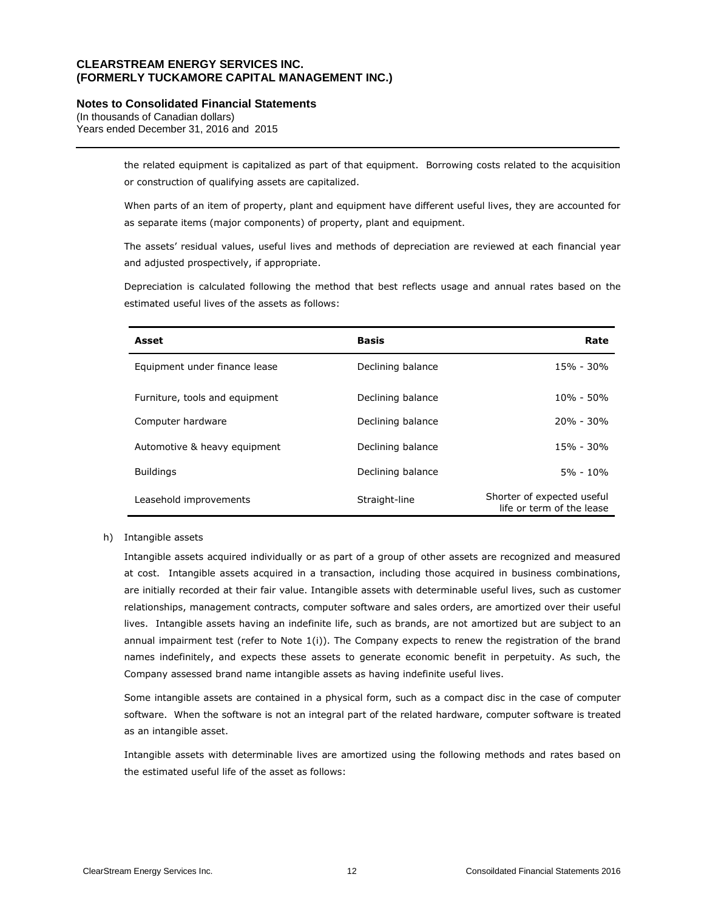the related equipment is capitalized as part of that equipment. Borrowing costs related to the acquisition or construction of qualifying assets are capitalized.

When parts of an item of property, plant and equipment have different useful lives, they are accounted for as separate items (major components) of property, plant and equipment.

The assets' residual values, useful lives and methods of depreciation are reviewed at each financial year and adjusted prospectively, if appropriate.

Depreciation is calculated following the method that best reflects usage and annual rates based on the estimated useful lives of the assets as follows:

| Asset | Basis | Rate |
|---|---|---|
| Equipment under finance lease | Declining balance | 15% - 30% |
| Furniture, tools and equipment | Declining balance | 10% - 50% |
| Computer hardware | Declining balance | 20% - 30% |
| Automotive & heavy equipment | Declining balance | 15% - 30% |
| Buildings | Declining balance | 5% - 10% |
| Leasehold improvements | Straight-line | Shorter of expected useful life or term of the lease |

h) Intangible assets

Intangible assets acquired individually or as part of a group of other assets are recognized and measured at cost. Intangible assets acquired in a transaction, including those acquired in business combinations, are initially recorded at their fair value. Intangible assets with determinable useful lives, such as customer relationships, management contracts, computer software and sales orders, are amortized over their useful lives. Intangible assets having an indefinite life, such as brands, are not amortized but are subject to an annual impairment test (refer to Note 1(i)). The Company expects to renew the registration of the brand names indefinitely, and expects these assets to generate economic benefit in perpetuity. As such, the Company assessed brand name intangible assets as having indefinite useful lives.

Some intangible assets are contained in a physical form, such as a compact disc in the case of computer software. When the software is not an integral part of the related hardware, computer software is treated as an intangible asset.

Intangible assets with determinable lives are amortized using the following methods and rates based on the estimated useful life of the asset as follows: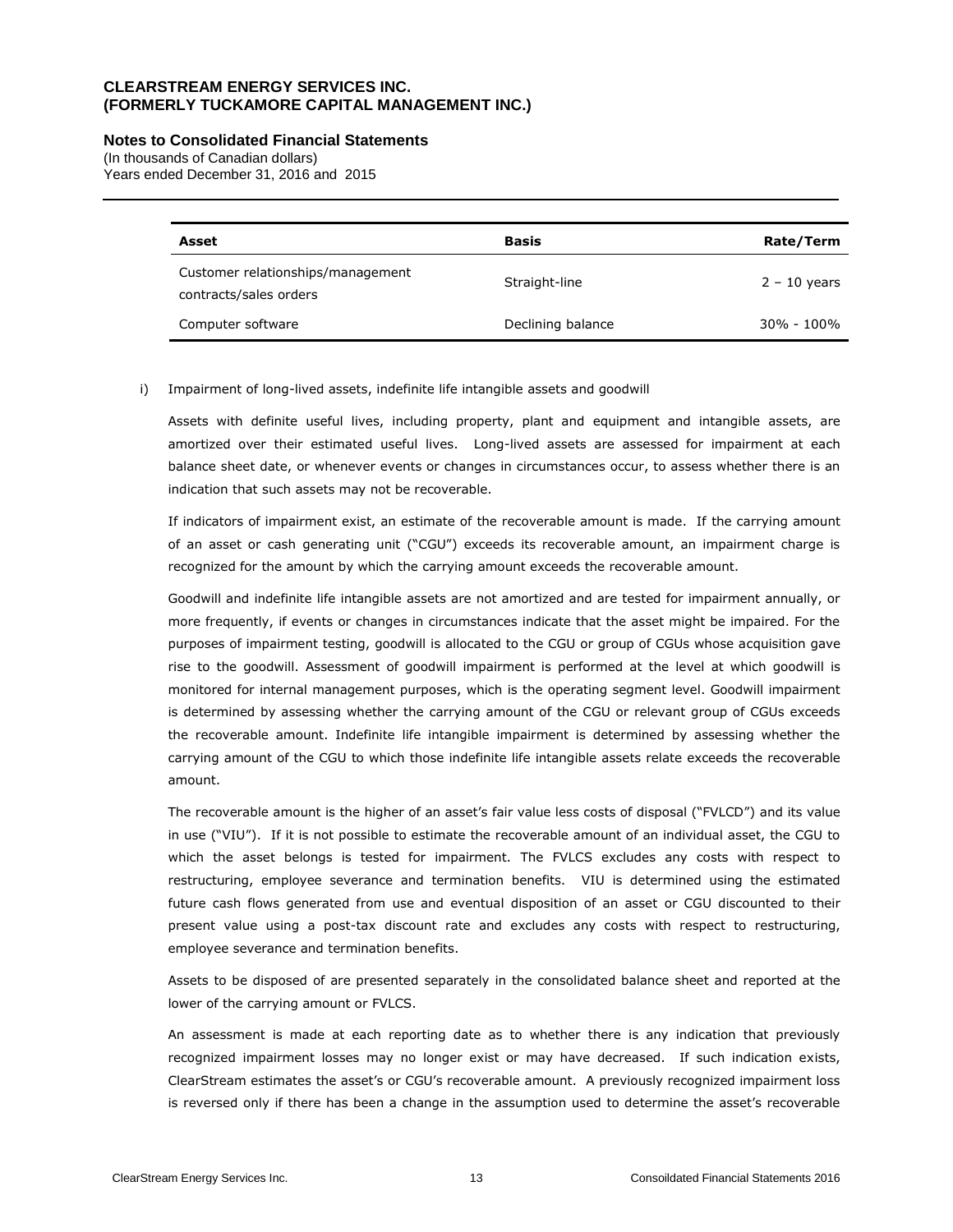| Asset | Basis | Rate/Term |
|---|---|---|
| Customer relationships/management contracts/sales orders | Straight-line | 2 – 10 years |
| Computer software | Declining balance | 30% - 100% |

i) Impairment of long-lived assets, indefinite life intangible assets and goodwill

Assets with definite useful lives, including property, plant and equipment and intangible assets, are amortized over their estimated useful lives. Long-lived assets are assessed for impairment at each balance sheet date, or whenever events or changes in circumstances occur, to assess whether there is an indication that such assets may not be recoverable.

If indicators of impairment exist, an estimate of the recoverable amount is made. If the carrying amount of an asset or cash generating unit ("CGU") exceeds its recoverable amount, an impairment charge is recognized for the amount by which the carrying amount exceeds the recoverable amount.

Goodwill and indefinite life intangible assets are not amortized and are tested for impairment annually, or more frequently, if events or changes in circumstances indicate that the asset might be impaired. For the purposes of impairment testing, goodwill is allocated to the CGU or group of CGUs whose acquisition gave rise to the goodwill. Assessment of goodwill impairment is performed at the level at which goodwill is monitored for internal management purposes, which is the operating segment level. Goodwill impairment is determined by assessing whether the carrying amount of the CGU or relevant group of CGUs exceeds the recoverable amount. Indefinite life intangible impairment is determined by assessing whether the carrying amount of the CGU to which those indefinite life intangible assets relate exceeds the recoverable amount.

The recoverable amount is the higher of an asset's fair value less costs of disposal ("FVLCD") and its value in use ("VIU"). If it is not possible to estimate the recoverable amount of an individual asset, the CGU to which the asset belongs is tested for impairment. The FVLCS excludes any costs with respect to restructuring, employee severance and termination benefits. VIU is determined using the estimated future cash flows generated from use and eventual disposition of an asset or CGU discounted to their present value using a post-tax discount rate and excludes any costs with respect to restructuring, employee severance and termination benefits.

Assets to be disposed of are presented separately in the consolidated balance sheet and reported at the lower of the carrying amount or FVLCS.

An assessment is made at each reporting date as to whether there is any indication that previously recognized impairment losses may no longer exist or may have decreased. If such indication exists, ClearStream estimates the asset's or CGU's recoverable amount. A previously recognized impairment loss is reversed only if there has been a change in the assumption used to determine the asset's recoverable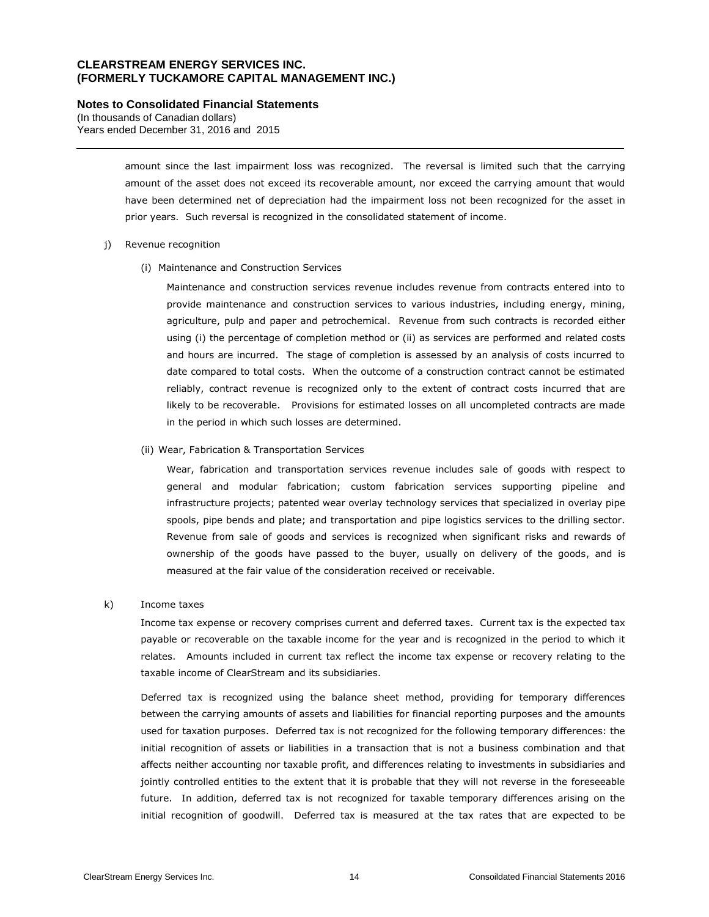amount since the last impairment loss was recognized. The reversal is limited such that the carrying amount of the asset does not exceed its recoverable amount, nor exceed the carrying amount that would have been determined net of depreciation had the impairment loss not been recognized for the asset in prior years. Such reversal is recognized in the consolidated statement of income.

j) Revenue recognition

(i) Maintenance and Construction Services

Maintenance and construction services revenue includes revenue from contracts entered into to provide maintenance and construction services to various industries, including energy, mining, agriculture, pulp and paper and petrochemical. Revenue from such contracts is recorded either using (i) the percentage of completion method or (ii) as services are performed and related costs and hours are incurred. The stage of completion is assessed by an analysis of costs incurred to date compared to total costs. When the outcome of a construction contract cannot be estimated reliably, contract revenue is recognized only to the extent of contract costs incurred that are likely to be recoverable. Provisions for estimated losses on all uncompleted contracts are made in the period in which such losses are determined.

(ii) Wear, Fabrication & Transportation Services

Wear, fabrication and transportation services revenue includes sale of goods with respect to general and modular fabrication; custom fabrication services supporting pipeline and infrastructure projects; patented wear overlay technology services that specialized in overlay pipe spools, pipe bends and plate; and transportation and pipe logistics services to the drilling sector. Revenue from sale of goods and services is recognized when significant risks and rewards of ownership of the goods have passed to the buyer, usually on delivery of the goods, and is measured at the fair value of the consideration received or receivable.

k) Income taxes

Income tax expense or recovery comprises current and deferred taxes. Current tax is the expected tax payable or recoverable on the taxable income for the year and is recognized in the period to which it relates. Amounts included in current tax reflect the income tax expense or recovery relating to the taxable income of ClearStream and its subsidiaries.

Deferred tax is recognized using the balance sheet method, providing for temporary differences between the carrying amounts of assets and liabilities for financial reporting purposes and the amounts used for taxation purposes. Deferred tax is not recognized for the following temporary differences: the initial recognition of assets or liabilities in a transaction that is not a business combination and that affects neither accounting nor taxable profit, and differences relating to investments in subsidiaries and jointly controlled entities to the extent that it is probable that they will not reverse in the foreseeable future. In addition, deferred tax is not recognized for taxable temporary differences arising on the initial recognition of goodwill. Deferred tax is measured at the tax rates that are expected to be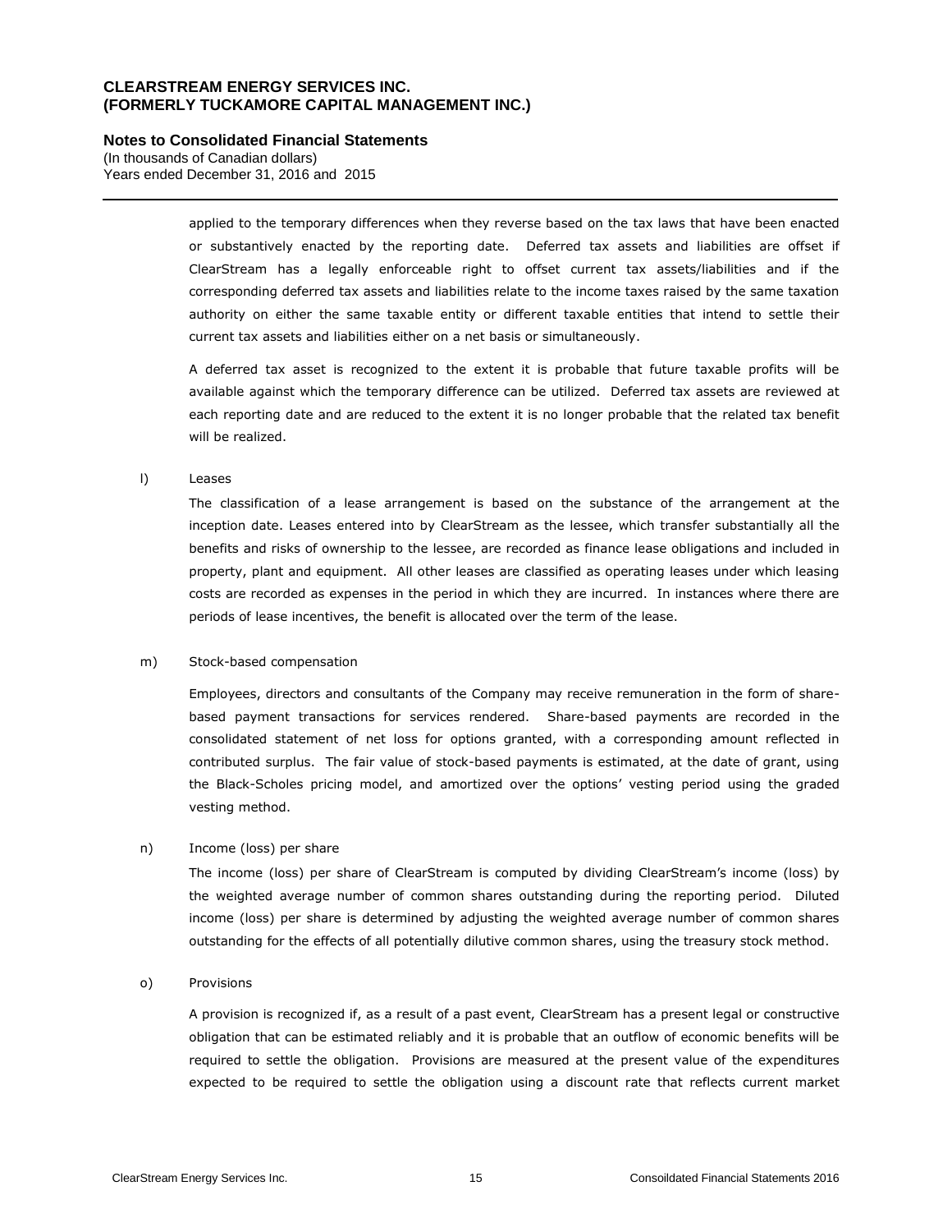applied to the temporary differences when they reverse based on the tax laws that have been enacted or substantively enacted by the reporting date. Deferred tax assets and liabilities are offset if ClearStream has a legally enforceable right to offset current tax assets/liabilities and if the corresponding deferred tax assets and liabilities relate to the income taxes raised by the same taxation authority on either the same taxable entity or different taxable entities that intend to settle their current tax assets and liabilities either on a net basis or simultaneously.

A deferred tax asset is recognized to the extent it is probable that future taxable profits will be available against which the temporary difference can be utilized. Deferred tax assets are reviewed at each reporting date and are reduced to the extent it is no longer probable that the related tax benefit will be realized.

l) Leases

The classification of a lease arrangement is based on the substance of the arrangement at the inception date. Leases entered into by ClearStream as the lessee, which transfer substantially all the benefits and risks of ownership to the lessee, are recorded as finance lease obligations and included in property, plant and equipment. All other leases are classified as operating leases under which leasing costs are recorded as expenses in the period in which they are incurred. In instances where there are periods of lease incentives, the benefit is allocated over the term of the lease.

m) Stock-based compensation

Employees, directors and consultants of the Company may receive remuneration in the form of share-based payment transactions for services rendered. Share-based payments are recorded in the consolidated statement of net loss for options granted, with a corresponding amount reflected in contributed surplus. The fair value of stock-based payments is estimated, at the date of grant, using the Black-Scholes pricing model, and amortized over the options' vesting period using the graded vesting method.

n) Income (loss) per share

The income (loss) per share of ClearStream is computed by dividing ClearStream's income (loss) by the weighted average number of common shares outstanding during the reporting period. Diluted income (loss) per share is determined by adjusting the weighted average number of common shares outstanding for the effects of all potentially dilutive common shares, using the treasury stock method.

o) Provisions

A provision is recognized if, as a result of a past event, ClearStream has a present legal or constructive obligation that can be estimated reliably and it is probable that an outflow of economic benefits will be required to settle the obligation. Provisions are measured at the present value of the expenditures expected to be required to settle the obligation using a discount rate that reflects current market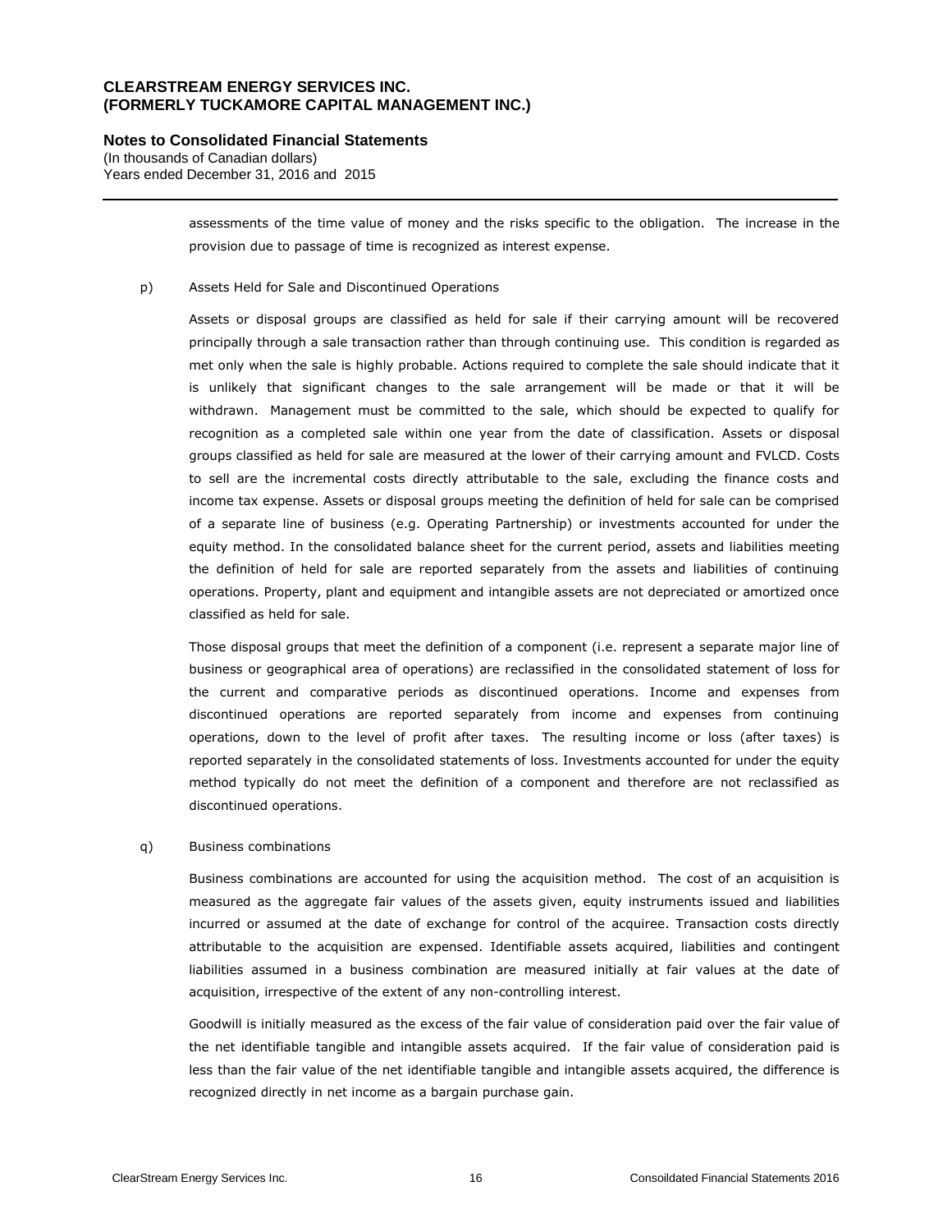assessments of the time value of money and the risks specific to the obligation. The increase in the provision due to passage of time is recognized as interest expense.

p) Assets Held for Sale and Discontinued Operations

Assets or disposal groups are classified as held for sale if their carrying amount will be recovered principally through a sale transaction rather than through continuing use. This condition is regarded as met only when the sale is highly probable. Actions required to complete the sale should indicate that it is unlikely that significant changes to the sale arrangement will be made or that it will be withdrawn. Management must be committed to the sale, which should be expected to qualify for recognition as a completed sale within one year from the date of classification. Assets or disposal groups classified as held for sale are measured at the lower of their carrying amount and FVLCD. Costs to sell are the incremental costs directly attributable to the sale, excluding the finance costs and income tax expense. Assets or disposal groups meeting the definition of held for sale can be comprised of a separate line of business (e.g. Operating Partnership) or investments accounted for under the equity method. In the consolidated balance sheet for the current period, assets and liabilities meeting the definition of held for sale are reported separately from the assets and liabilities of continuing operations. Property, plant and equipment and intangible assets are not depreciated or amortized once classified as held for sale.

Those disposal groups that meet the definition of a component (i.e. represent a separate major line of business or geographical area of operations) are reclassified in the consolidated statement of loss for the current and comparative periods as discontinued operations. Income and expenses from discontinued operations are reported separately from income and expenses from continuing operations, down to the level of profit after taxes. The resulting income or loss (after taxes) is reported separately in the consolidated statements of loss. Investments accounted for under the equity method typically do not meet the definition of a component and therefore are not reclassified as discontinued operations.

q) Business combinations

Business combinations are accounted for using the acquisition method. The cost of an acquisition is measured as the aggregate fair values of the assets given, equity instruments issued and liabilities incurred or assumed at the date of exchange for control of the acquiree. Transaction costs directly attributable to the acquisition are expensed. Identifiable assets acquired, liabilities and contingent liabilities assumed in a business combination are measured initially at fair values at the date of acquisition, irrespective of the extent of any non-controlling interest.

Goodwill is initially measured as the excess of the fair value of consideration paid over the fair value of the net identifiable tangible and intangible assets acquired. If the fair value of consideration paid is less than the fair value of the net identifiable tangible and intangible assets acquired, the difference is recognized directly in net income as a bargain purchase gain.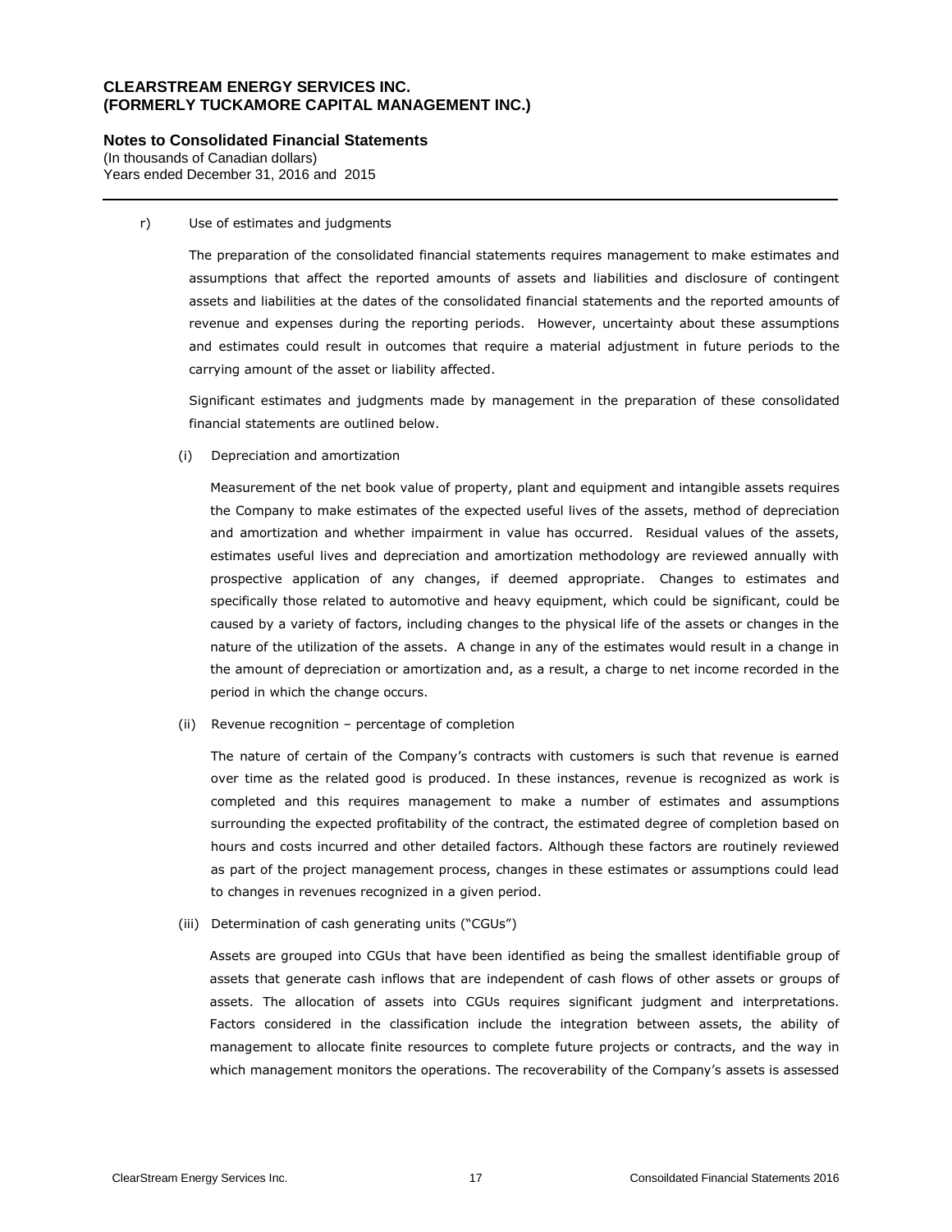r) Use of estimates and judgments

The preparation of the consolidated financial statements requires management to make estimates and assumptions that affect the reported amounts of assets and liabilities and disclosure of contingent assets and liabilities at the dates of the consolidated financial statements and the reported amounts of revenue and expenses during the reporting periods. However, uncertainty about these assumptions and estimates could result in outcomes that require a material adjustment in future periods to the carrying amount of the asset or liability affected.

Significant estimates and judgments made by management in the preparation of these consolidated financial statements are outlined below.

(i) Depreciation and amortization

Measurement of the net book value of property, plant and equipment and intangible assets requires the Company to make estimates of the expected useful lives of the assets, method of depreciation and amortization and whether impairment in value has occurred. Residual values of the assets, estimates useful lives and depreciation and amortization methodology are reviewed annually with prospective application of any changes, if deemed appropriate. Changes to estimates and specifically those related to automotive and heavy equipment, which could be significant, could be caused by a variety of factors, including changes to the physical life of the assets or changes in the nature of the utilization of the assets. A change in any of the estimates would result in a change in the amount of depreciation or amortization and, as a result, a charge to net income recorded in the period in which the change occurs.

(ii) Revenue recognition – percentage of completion

The nature of certain of the Company's contracts with customers is such that revenue is earned over time as the related good is produced. In these instances, revenue is recognized as work is completed and this requires management to make a number of estimates and assumptions surrounding the expected profitability of the contract, the estimated degree of completion based on hours and costs incurred and other detailed factors. Although these factors are routinely reviewed as part of the project management process, changes in these estimates or assumptions could lead to changes in revenues recognized in a given period.

(iii) Determination of cash generating units ("CGUs")

Assets are grouped into CGUs that have been identified as being the smallest identifiable group of assets that generate cash inflows that are independent of cash flows of other assets or groups of assets. The allocation of assets into CGUs requires significant judgment and interpretations. Factors considered in the classification include the integration between assets, the ability of management to allocate finite resources to complete future projects or contracts, and the way in which management monitors the operations. The recoverability of the Company's assets is assessed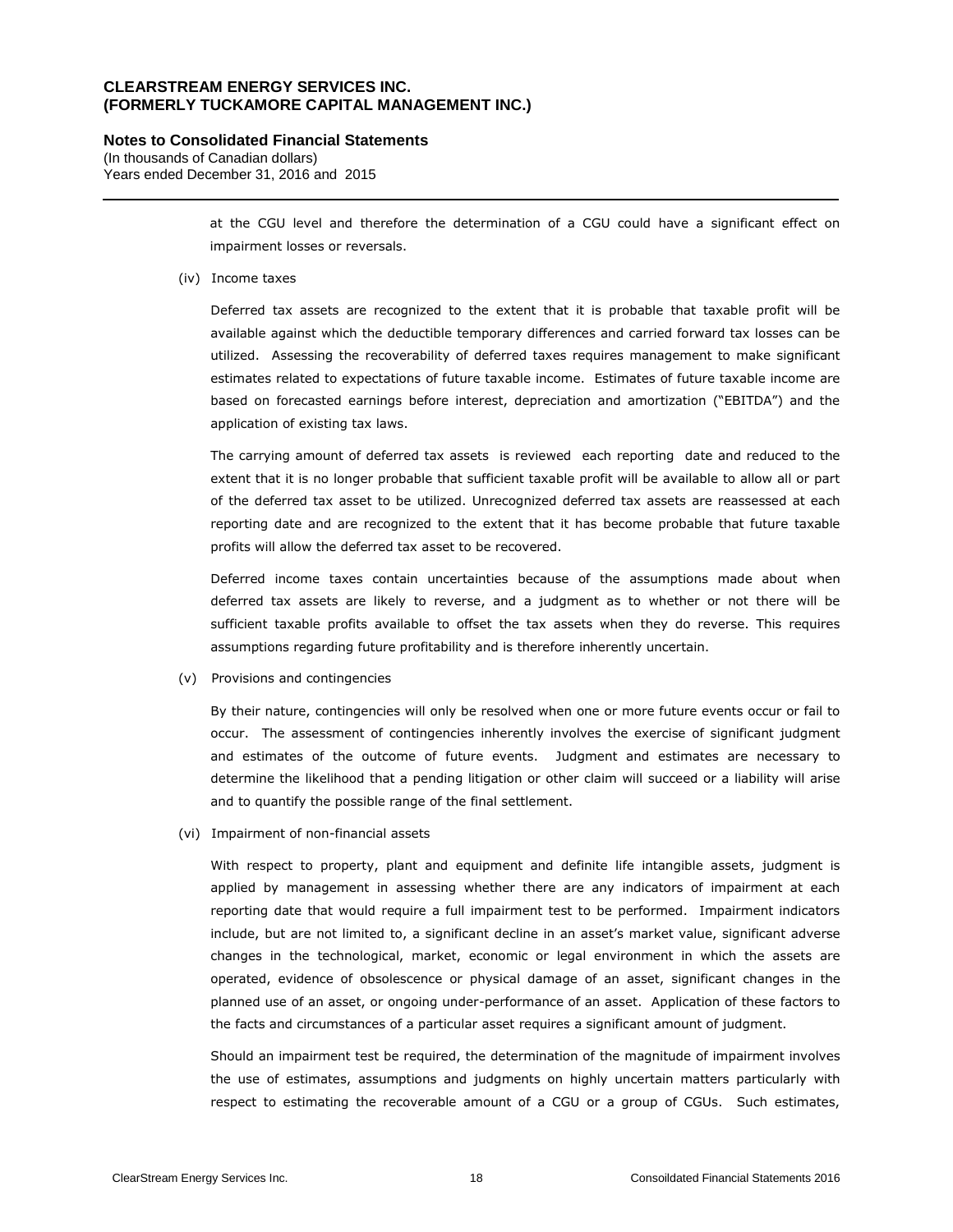at the CGU level and therefore the determination of a CGU could have a significant effect on impairment losses or reversals.

(iv) Income taxes

Deferred tax assets are recognized to the extent that it is probable that taxable profit will be available against which the deductible temporary differences and carried forward tax losses can be utilized. Assessing the recoverability of deferred taxes requires management to make significant estimates related to expectations of future taxable income. Estimates of future taxable income are based on forecasted earnings before interest, depreciation and amortization ("EBITDA") and the application of existing tax laws.

The carrying amount of deferred tax assets is reviewed each reporting date and reduced to the extent that it is no longer probable that sufficient taxable profit will be available to allow all or part of the deferred tax asset to be utilized. Unrecognized deferred tax assets are reassessed at each reporting date and are recognized to the extent that it has become probable that future taxable profits will allow the deferred tax asset to be recovered.

Deferred income taxes contain uncertainties because of the assumptions made about when deferred tax assets are likely to reverse, and a judgment as to whether or not there will be sufficient taxable profits available to offset the tax assets when they do reverse. This requires assumptions regarding future profitability and is therefore inherently uncertain.

(v) Provisions and contingencies

By their nature, contingencies will only be resolved when one or more future events occur or fail to occur. The assessment of contingencies inherently involves the exercise of significant judgment and estimates of the outcome of future events. Judgment and estimates are necessary to determine the likelihood that a pending litigation or other claim will succeed or a liability will arise and to quantify the possible range of the final settlement.

(vi) Impairment of non-financial assets

With respect to property, plant and equipment and definite life intangible assets, judgment is applied by management in assessing whether there are any indicators of impairment at each reporting date that would require a full impairment test to be performed. Impairment indicators include, but are not limited to, a significant decline in an asset's market value, significant adverse changes in the technological, market, economic or legal environment in which the assets are operated, evidence of obsolescence or physical damage of an asset, significant changes in the planned use of an asset, or ongoing under-performance of an asset. Application of these factors to the facts and circumstances of a particular asset requires a significant amount of judgment.

Should an impairment test be required, the determination of the magnitude of impairment involves the use of estimates, assumptions and judgments on highly uncertain matters particularly with respect to estimating the recoverable amount of a CGU or a group of CGUs. Such estimates,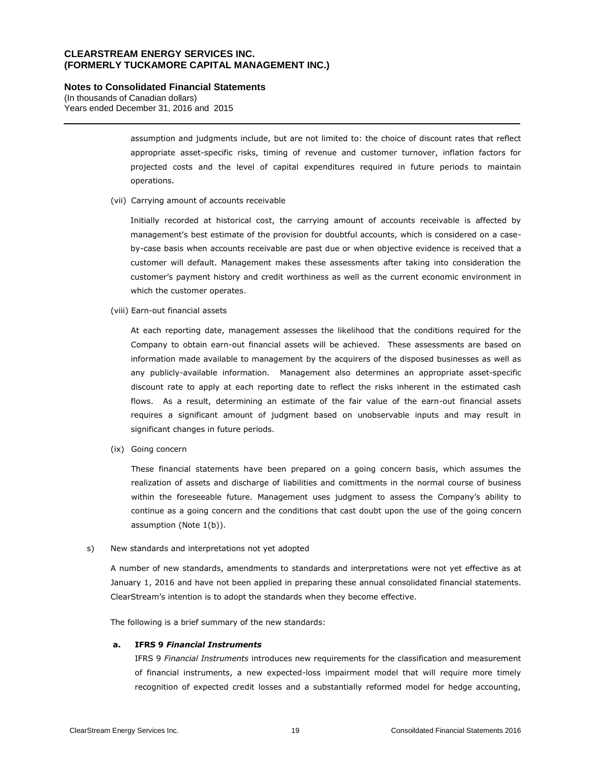assumption and judgments include, but are not limited to: the choice of discount rates that reflect appropriate asset-specific risks, timing of revenue and customer turnover, inflation factors for projected costs and the level of capital expenditures required in future periods to maintain operations.

(vii) Carrying amount of accounts receivable

Initially recorded at historical cost, the carrying amount of accounts receivable is affected by management's best estimate of the provision for doubtful accounts, which is considered on a case-by-case basis when accounts receivable are past due or when objective evidence is received that a customer will default. Management makes these assessments after taking into consideration the customer's payment history and credit worthiness as well as the current economic environment in which the customer operates.

(viii) Earn-out financial assets

At each reporting date, management assesses the likelihood that the conditions required for the Company to obtain earn-out financial assets will be achieved. These assessments are based on information made available to management by the acquirers of the disposed businesses as well as any publicly-available information. Management also determines an appropriate asset-specific discount rate to apply at each reporting date to reflect the risks inherent in the estimated cash flows. As a result, determining an estimate of the fair value of the earn-out financial assets requires a significant amount of judgment based on unobservable inputs and may result in significant changes in future periods.

(ix) Going concern

These financial statements have been prepared on a going concern basis, which assumes the realization of assets and discharge of liabilities and comittments in the normal course of business within the foreseeable future. Management uses judgment to assess the Company's ability to continue as a going concern and the conditions that cast doubt upon the use of the going concern assumption (Note 1(b)).

s) New standards and interpretations not yet adopted

A number of new standards, amendments to standards and interpretations were not yet effective as at January 1, 2016 and have not been applied in preparing these annual consolidated financial statements. ClearStream's intention is to adopt the standards when they become effective.

The following is a brief summary of the new standards:

**a. IFRS 9 *Financial Instruments***

IFRS 9 *Financial Instruments* introduces new requirements for the classification and measurement of financial instruments, a new expected-loss impairment model that will require more timely recognition of expected credit losses and a substantially reformed model for hedge accounting,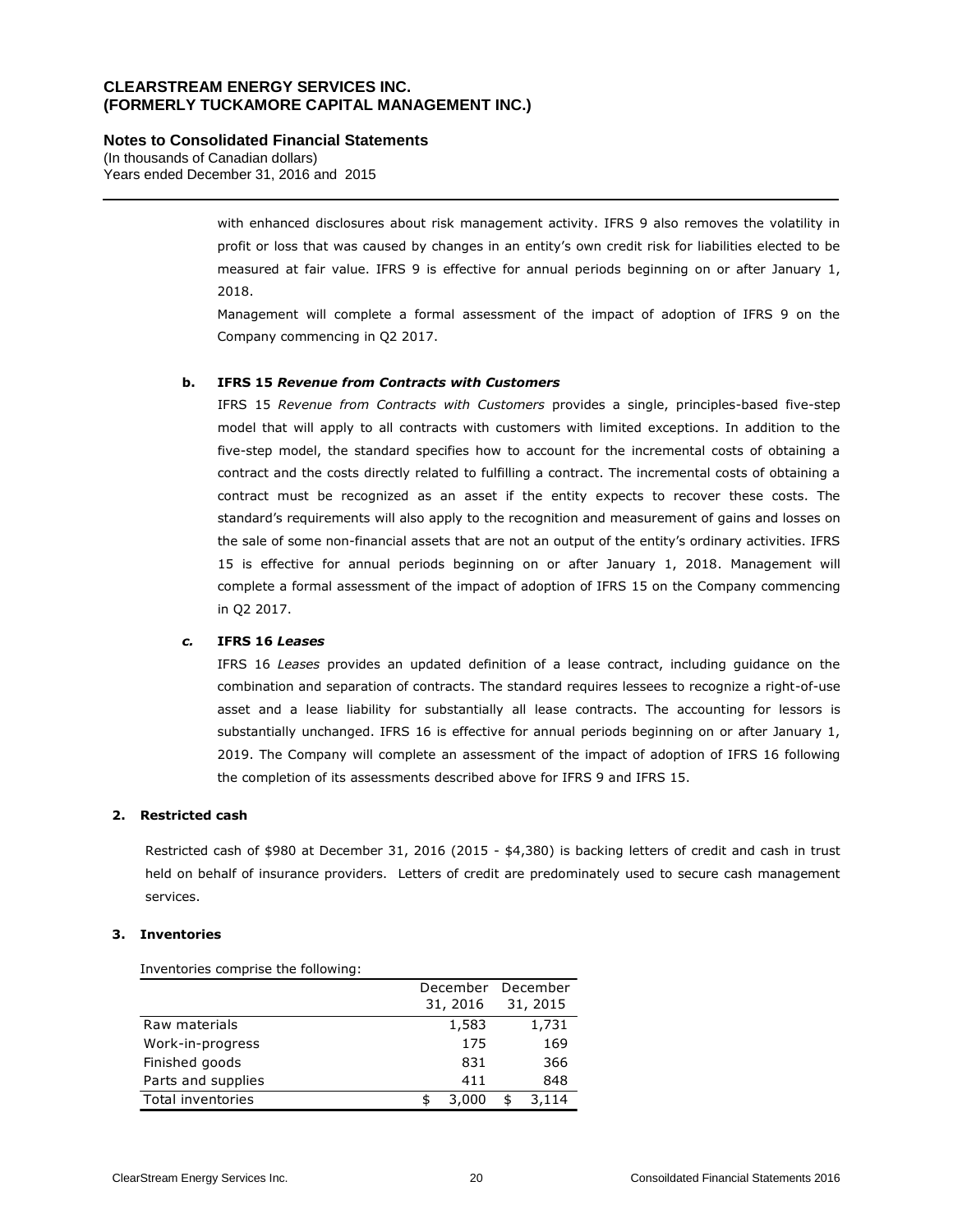with enhanced disclosures about risk management activity. IFRS 9 also removes the volatility in profit or loss that was caused by changes in an entity's own credit risk for liabilities elected to be measured at fair value. IFRS 9 is effective for annual periods beginning on or after January 1, 2018.

Management will complete a formal assessment of the impact of adoption of IFRS 9 on the Company commencing in Q2 2017.

**b. IFRS 15 *Revenue from Contracts with Customers***

IFRS 15 *Revenue from Contracts with Customers* provides a single, principles-based five-step model that will apply to all contracts with customers with limited exceptions. In addition to the five-step model, the standard specifies how to account for the incremental costs of obtaining a contract and the costs directly related to fulfilling a contract. The incremental costs of obtaining a contract must be recognized as an asset if the entity expects to recover these costs. The standard's requirements will also apply to the recognition and measurement of gains and losses on the sale of some non-financial assets that are not an output of the entity's ordinary activities. IFRS 15 is effective for annual periods beginning on or after January 1, 2018. Management will complete a formal assessment of the impact of adoption of IFRS 15 on the Company commencing in Q2 2017.

***c.* IFRS 16 *Leases***

IFRS 16 *Leases* provides an updated definition of a lease contract, including guidance on the combination and separation of contracts. The standard requires lessees to recognize a right-of-use asset and a lease liability for substantially all lease contracts. The accounting for lessors is substantially unchanged. IFRS 16 is effective for annual periods beginning on or after January 1, 2019. The Company will complete an assessment of the impact of adoption of IFRS 16 following the completion of its assessments described above for IFRS 9 and IFRS 15.

## 2. Restricted cash

Restricted cash of $980 at December 31, 2016 (2015 - $4,380) is backing letters of credit and cash in trust held on behalf of insurance providers. Letters of credit are predominately used to secure cash management services.

## 3. Inventories

Inventories comprise the following:

| | December 31, 2016 | December 31, 2015 |
|---|---|---|
| Raw materials | 1,583 | 1,731 |
| Work-in-progress | 175 | 169 |
| Finished goods | 831 | 366 |
| Parts and supplies | 411 | 848 |
| Total inventories | $ 3,000 | $ 3,114 |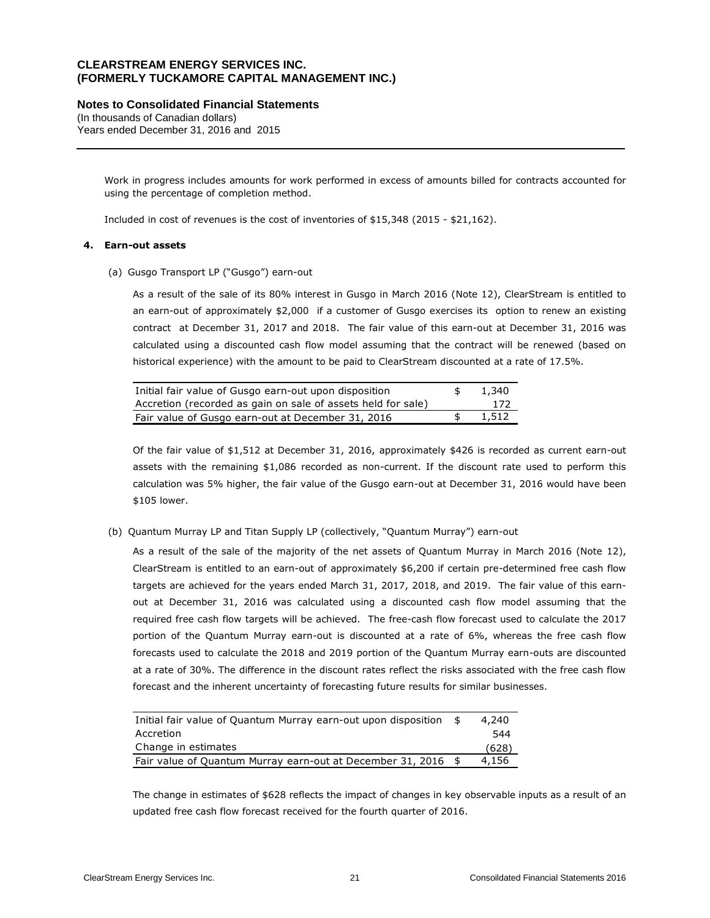Work in progress includes amounts for work performed in excess of amounts billed for contracts accounted for using the percentage of completion method.

Included in cost of revenues is the cost of inventories of $15,348 (2015 - $21,162).

## 4. Earn-out assets

(a) Gusgo Transport LP ("Gusgo") earn-out

As a result of the sale of its 80% interest in Gusgo in March 2016 (Note 12), ClearStream is entitled to an earn-out of approximately $2,000 if a customer of Gusgo exercises its option to renew an existing contract at December 31, 2017 and 2018. The fair value of this earn-out at December 31, 2016 was calculated using a discounted cash flow model assuming that the contract will be renewed (based on historical experience) with the amount to be paid to ClearStream discounted at a rate of 17.5%.

| | | |
|---|---|---|
| Initial fair value of Gusgo earn-out upon disposition | $ | 1,340 |
| Accretion (recorded as gain on sale of assets held for sale) | | 172 |
| Fair value of Gusgo earn-out at December 31, 2016 | $ | 1,512 |

Of the fair value of $1,512 at December 31, 2016, approximately $426 is recorded as current earn-out assets with the remaining $1,086 recorded as non-current. If the discount rate used to perform this calculation was 5% higher, the fair value of the Gusgo earn-out at December 31, 2016 would have been $105 lower.

(b) Quantum Murray LP and Titan Supply LP (collectively, "Quantum Murray") earn-out

As a result of the sale of the majority of the net assets of Quantum Murray in March 2016 (Note 12), ClearStream is entitled to an earn-out of approximately $6,200 if certain pre-determined free cash flow targets are achieved for the years ended March 31, 2017, 2018, and 2019. The fair value of this earn-out at December 31, 2016 was calculated using a discounted cash flow model assuming that the required free cash flow targets will be achieved. The free-cash flow forecast used to calculate the 2017 portion of the Quantum Murray earn-out is discounted at a rate of 6%, whereas the free cash flow forecasts used to calculate the 2018 and 2019 portion of the Quantum Murray earn-outs are discounted at a rate of 30%. The difference in the discount rates reflect the risks associated with the free cash flow forecast and the inherent uncertainty of forecasting future results for similar businesses.

| | | |
|---|---|---|
| Initial fair value of Quantum Murray earn-out upon disposition | $ | 4,240 |
| Accretion | | 544 |
| Change in estimates | | (628) |
| Fair value of Quantum Murray earn-out at December 31, 2016 | $ | 4,156 |

The change in estimates of $628 reflects the impact of changes in key observable inputs as a result of an updated free cash flow forecast received for the fourth quarter of 2016.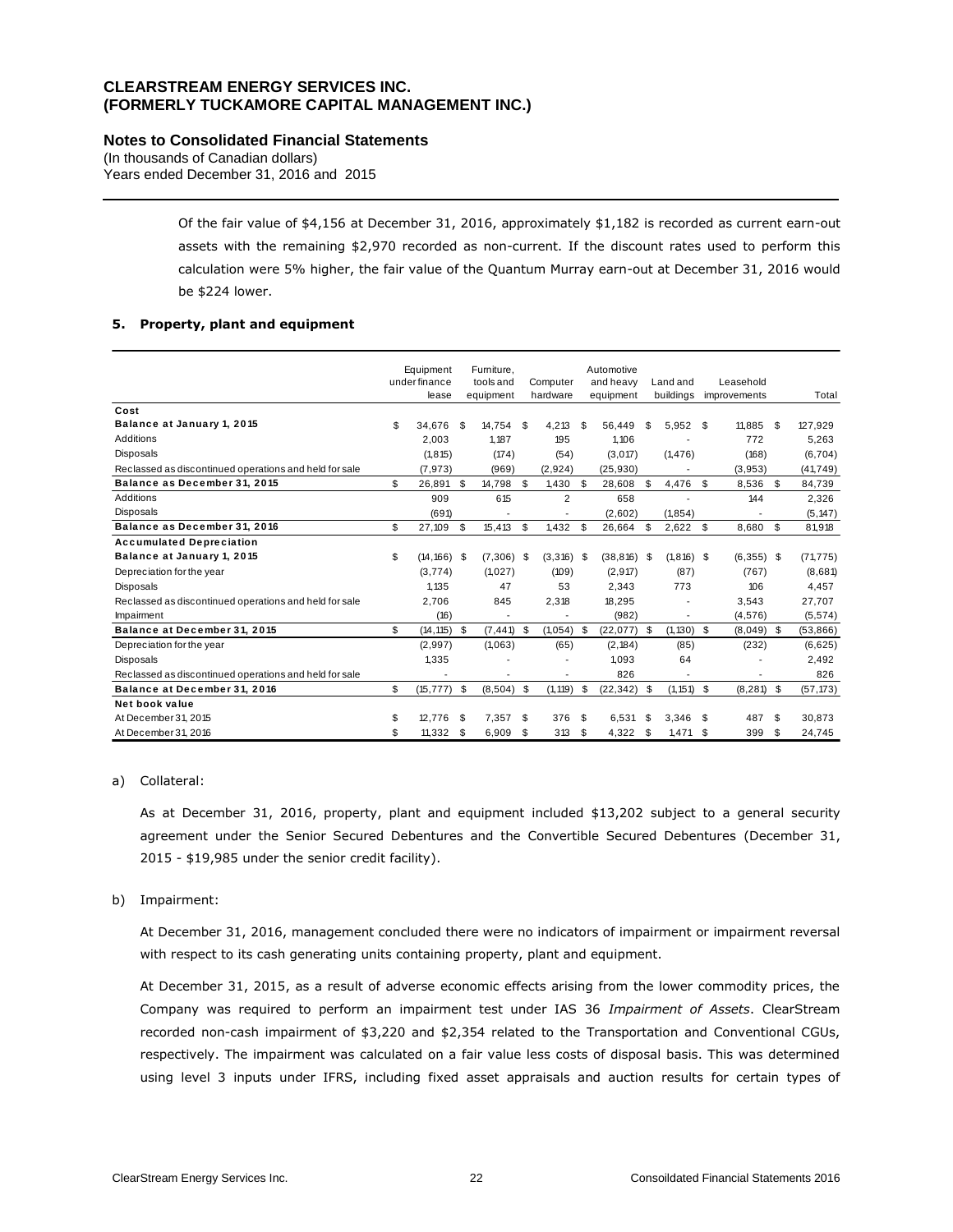Of the fair value of $4,156 at December 31, 2016, approximately $1,182 is recorded as current earn-out assets with the remaining $2,970 recorded as non-current. If the discount rates used to perform this calculation were 5% higher, the fair value of the Quantum Murray earn-out at December 31, 2016 would be $224 lower.

### 5. Property, plant and equipment

| | Equipment under finance lease | Furniture, tools and equipment | Computer hardware | Automotive and heavy equipment | Land and buildings | Leasehold improvements | Total |
|---|---|---|---|---|---|---|---|
| **Cost** | | | | | | | |
| **Balance at January 1, 2015** | $ 34,676 | $ 14,754 | $ 4,213 | $ 56,449 | $ 5,952 | $ 11,885 | $ 127,929 |
| Additions | 2,003 | 1,187 | 195 | 1,106 | - | 772 | 5,263 |
| Disposals | (1,815) | (174) | (54) | (3,017) | (1,476) | (168) | (6,704) |
| Reclassed as discontinued operations and held for sale | (7,973) | (969) | (2,924) | (25,930) | - | (3,953) | (41,749) |
| **Balance as December 31, 2015** | $ 26,891 | $ 14,798 | $ 1,430 | $ 28,608 | $ 4,476 | $ 8,536 | $ 84,739 |
| Additions | 909 | 615 | 2 | 658 | - | 144 | 2,326 |
| Disposals | (691) | - | - | (2,602) | (1,854) | - | (5,147) |
| **Balance as December 31, 2016** | $ 27,109 | $ 15,413 | $ 1,432 | $ 26,664 | $ 2,622 | $ 8,680 | $ 81,918 |
| **Accumulated Depreciation** | | | | | | | |
| **Balance at January 1, 2015** | $ (14,166) | $ (7,306) | $ (3,316) | $ (38,816) | $ (1,816) | $ (6,355) | $ (71,775) |
| Depreciation for the year | (3,774) | (1,027) | (109) | (2,917) | (87) | (767) | (8,681) |
| Disposals | 1,135 | 47 | 53 | 2,343 | 773 | 106 | 4,457 |
| Reclassed as discontinued operations and held for sale | 2,706 | 845 | 2,318 | 18,295 | - | 3,543 | 27,707 |
| Impairment | (16) | - | - | (982) | - | (4,576) | (5,574) |
| **Balance at December 31, 2015** | $ (14,115) | $ (7,441) | $ (1,054) | $ (22,077) | $ (1,130) | $ (8,049) | $ (53,866) |
| Depreciation for the year | (2,997) | (1,063) | (65) | (2,184) | (85) | (232) | (6,625) |
| Disposals | 1,335 | - | - | 1,093 | 64 | - | 2,492 |
| Reclassed as discontinued operations and held for sale | - | - | - | 826 | - | - | 826 |
| **Balance at December 31, 2016** | $ (15,777) | $ (8,504) | $ (1,119) | $ (22,342) | $ (1,151) | $ (8,281) | $ (57,173) |
| **Net book value** | | | | | | | |
| At December 31, 2015 | $ 12,776 | $ 7,357 | $ 376 | $ 6,531 | $ 3,346 | $ 487 | $ 30,873 |
| At December 31, 2016 | $ 11,332 | $ 6,909 | $ 313 | $ 4,322 | $ 1,471 | $ 399 | $ 24,745 |

a) Collateral:

As at December 31, 2016, property, plant and equipment included $13,202 subject to a general security agreement under the Senior Secured Debentures and the Convertible Secured Debentures (December 31, 2015 - $19,985 under the senior credit facility).

b) Impairment:

At December 31, 2016, management concluded there were no indicators of impairment or impairment reversal with respect to its cash generating units containing property, plant and equipment.

At December 31, 2015, as a result of adverse economic effects arising from the lower commodity prices, the Company was required to perform an impairment test under IAS 36 *Impairment of Assets*. ClearStream recorded non-cash impairment of $3,220 and $2,354 related to the Transportation and Conventional CGUs, respectively. The impairment was calculated on a fair value less costs of disposal basis. This was determined using level 3 inputs under IFRS, including fixed asset appraisals and auction results for certain types of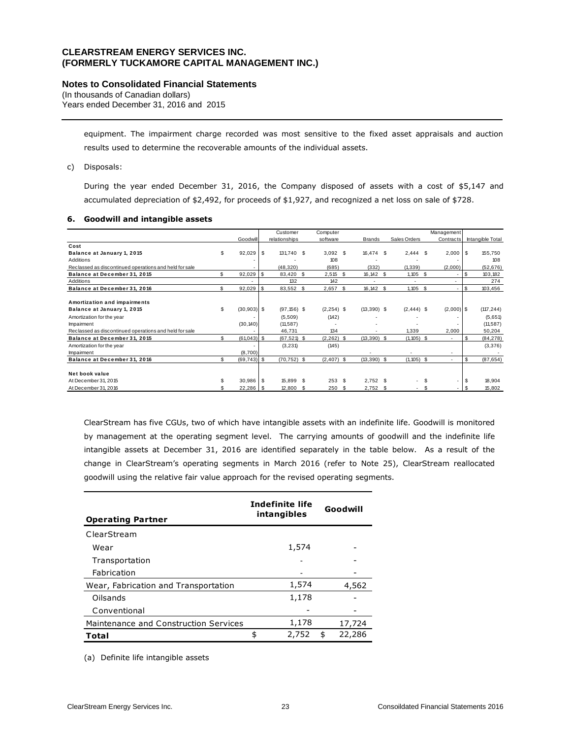equipment. The impairment charge recorded was most sensitive to the fixed asset appraisals and auction results used to determine the recoverable amounts of the individual assets.

c) Disposals:

During the year ended December 31, 2016, the Company disposed of assets with a cost of $5,147 and accumulated depreciation of $2,492, for proceeds of $1,927, and recognized a net loss on sale of $728.

### 6. Goodwill and intangible assets

| | Goodwill | Customer relationships | Computer software | Brands | Sales Orders | Management Contracts | Intangible Total |
|---|---|---|---|---|---|---|---|
| **Cost** | | | | | | | |
| **Balance at January 1, 2015** | $ 92,029 | $ 131,740 | $ 3,092 | $ 16,474 | $ 2,444 | $ 2,000 | $ 155,750 |
| Additions | - | - | 108 | - | - | - | 108 |
| Reclassed as discontinued operations and held for sale | - | (48,320) | (685) | (332) | (1,339) | (2,000) | (52,676) |
| **Balance at December 31, 2015** | $ 92,029 | $ 83,420 | $ 2,515 | $ 16,142 | $ 1,105 | $ - | $ 103,182 |
| Additions | - | 132 | 142 | - | - | - | 274 |
| **Balance at December 31, 2016** | $ 92,029 | $ 83,552 | $ 2,657 | $ 16,142 | $ 1,105 | $ - | $ 103,456 |
| | | | | | | | |
| **Amortization and impairments** | | | | | | | |
| **Balance at January 1, 2015** | $ (30,903) | $ (97,156) | $ (2,254) | $ (13,390) | $ (2,444) | $ (2,000) | $ (117,244) |
| Amortization for the year | - | (5,509) | (142) | - | - | - | (5,651) |
| Impairment | (30,140) | (11,587) | - | - | - | - | (11,587) |
| Reclassed as discontinued operations and held for sale | - | 46,731 | 134 | - | 1,339 | 2,000 | 50,204 |
| **Balance at December 31, 2015** | $ (61,043) | $ (67,521) | $ (2,262) | $ (13,390) | $ (1,105) | $ - | $ (84,278) |
| Amortization for the year | - | (3,231) | (145) | | | | (3,376) |
| Impairment | (8,700) | | | - | - | - | - |
| **Balance at December 31, 2016** | $ (69,743) | $ (70,752) | $ (2,407) | $ (13,390) | $ (1,105) | $ - | $ (87,654) |
| | | | | | | | |
| **Net book value** | | | | | | | |
| At December 31, 2015 | $ 30,986 | $ 15,899 | $ 253 | $ 2,752 | $ - | $ - | $ 18,904 |
| At December 31, 2016 | $ 22,286 | $ 12,800 | $ 250 | $ 2,752 | $ - | $ - | $ 15,802 |

ClearStream has five CGUs, two of which have intangible assets with an indefinite life. Goodwill is monitored by management at the operating segment level. The carrying amounts of goodwill and the indefinite life intangible assets at December 31, 2016 are identified separately in the table below. As a result of the change in ClearStream's operating segments in March 2016 (refer to Note 25), ClearStream reallocated goodwill using the relative fair value approach for the revised operating segments.

| Operating Partner | Indefinite life intangibles | Goodwill |
|---|---|---|
| ClearStream | | |
| Wear | 1,574 | - |
| Transportation | - | - |
| Fabrication | - | - |
| Wear, Fabrication and Transportation | 1,574 | 4,562 |
| Oilsands | 1,178 | - |
| Conventional | - | - |
| Maintenance and Construction Services | 1,178 | 17,724 |
| **Total** | $ 2,752 | $ 22,286 |

(a) Definite life intangible assets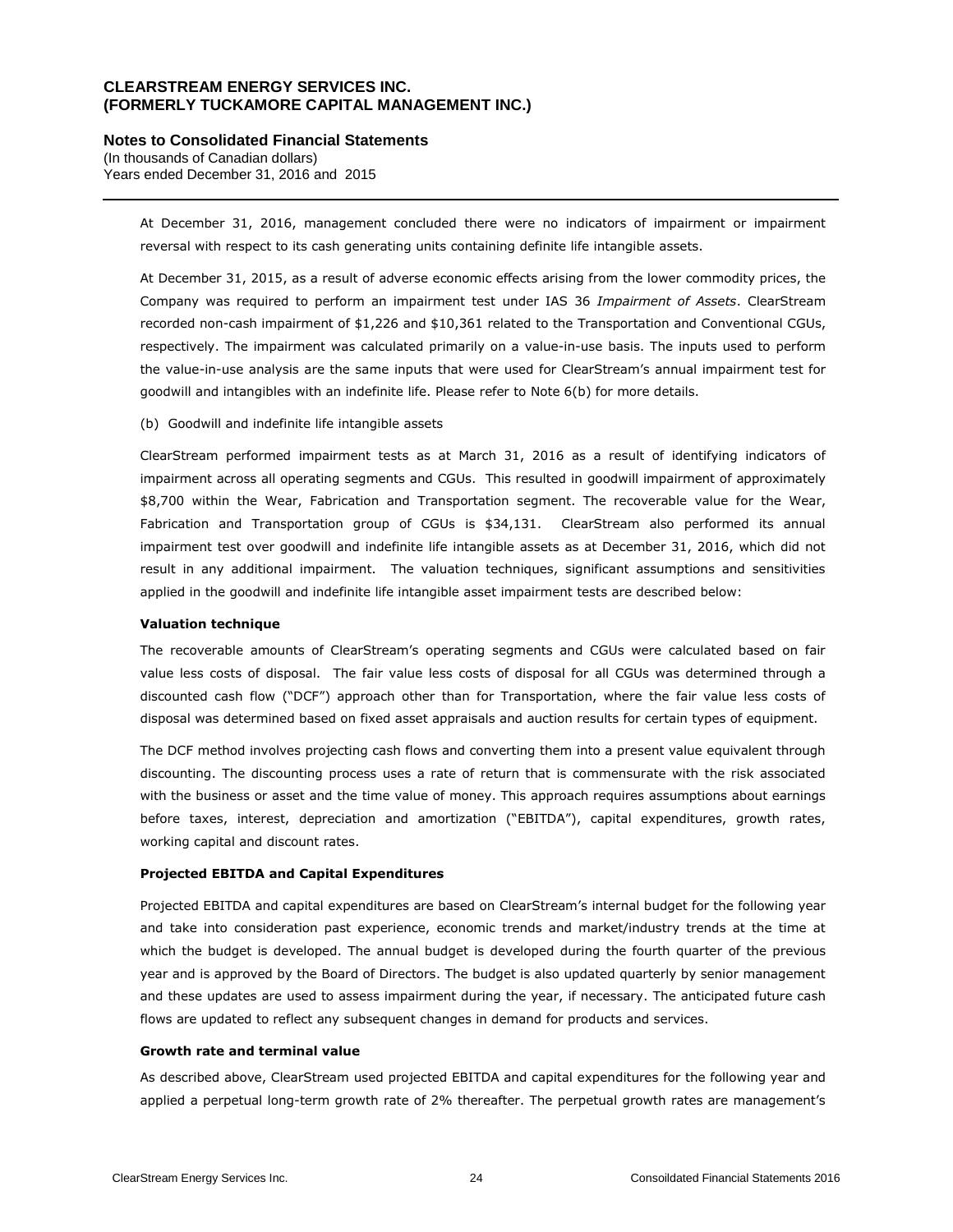At December 31, 2016, management concluded there were no indicators of impairment or impairment reversal with respect to its cash generating units containing definite life intangible assets.

At December 31, 2015, as a result of adverse economic effects arising from the lower commodity prices, the Company was required to perform an impairment test under IAS 36 *Impairment of Assets*. ClearStream recorded non-cash impairment of $1,226 and $10,361 related to the Transportation and Conventional CGUs, respectively. The impairment was calculated primarily on a value-in-use basis. The inputs used to perform the value-in-use analysis are the same inputs that were used for ClearStream's annual impairment test for goodwill and intangibles with an indefinite life. Please refer to Note 6(b) for more details.

(b) Goodwill and indefinite life intangible assets

ClearStream performed impairment tests as at March 31, 2016 as a result of identifying indicators of impairment across all operating segments and CGUs. This resulted in goodwill impairment of approximately $8,700 within the Wear, Fabrication and Transportation segment. The recoverable value for the Wear, Fabrication and Transportation group of CGUs is $34,131. ClearStream also performed its annual impairment test over goodwill and indefinite life intangible assets as at December 31, 2016, which did not result in any additional impairment. The valuation techniques, significant assumptions and sensitivities applied in the goodwill and indefinite life intangible asset impairment tests are described below:

**Valuation technique**

The recoverable amounts of ClearStream's operating segments and CGUs were calculated based on fair value less costs of disposal. The fair value less costs of disposal for all CGUs was determined through a discounted cash flow ("DCF") approach other than for Transportation, where the fair value less costs of disposal was determined based on fixed asset appraisals and auction results for certain types of equipment.

The DCF method involves projecting cash flows and converting them into a present value equivalent through discounting. The discounting process uses a rate of return that is commensurate with the risk associated with the business or asset and the time value of money. This approach requires assumptions about earnings before taxes, interest, depreciation and amortization ("EBITDA"), capital expenditures, growth rates, working capital and discount rates.

**Projected EBITDA and Capital Expenditures**

Projected EBITDA and capital expenditures are based on ClearStream's internal budget for the following year and take into consideration past experience, economic trends and market/industry trends at the time at which the budget is developed. The annual budget is developed during the fourth quarter of the previous year and is approved by the Board of Directors. The budget is also updated quarterly by senior management and these updates are used to assess impairment during the year, if necessary. The anticipated future cash flows are updated to reflect any subsequent changes in demand for products and services.

**Growth rate and terminal value**

As described above, ClearStream used projected EBITDA and capital expenditures for the following year and applied a perpetual long-term growth rate of 2% thereafter. The perpetual growth rates are management's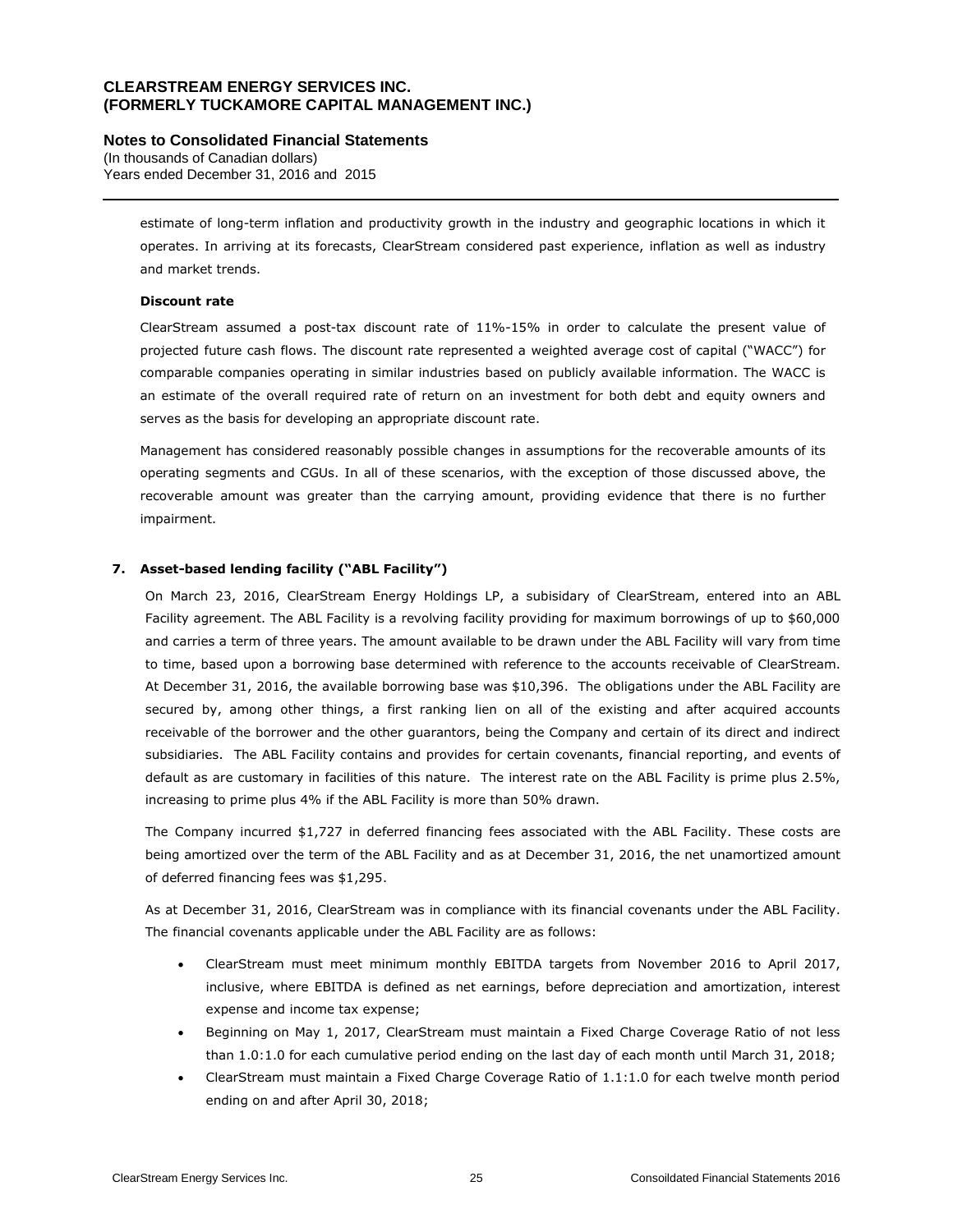estimate of long-term inflation and productivity growth in the industry and geographic locations in which it operates. In arriving at its forecasts, ClearStream considered past experience, inflation as well as industry and market trends.

**Discount rate**

ClearStream assumed a post-tax discount rate of 11%-15% in order to calculate the present value of projected future cash flows. The discount rate represented a weighted average cost of capital ("WACC") for comparable companies operating in similar industries based on publicly available information. The WACC is an estimate of the overall required rate of return on an investment for both debt and equity owners and serves as the basis for developing an appropriate discount rate.

Management has considered reasonably possible changes in assumptions for the recoverable amounts of its operating segments and CGUs. In all of these scenarios, with the exception of those discussed above, the recoverable amount was greater than the carrying amount, providing evidence that there is no further impairment.

## 7. Asset-based lending facility ("ABL Facility")

On March 23, 2016, ClearStream Energy Holdings LP, a subisidary of ClearStream, entered into an ABL Facility agreement. The ABL Facility is a revolving facility providing for maximum borrowings of up to $60,000 and carries a term of three years. The amount available to be drawn under the ABL Facility will vary from time to time, based upon a borrowing base determined with reference to the accounts receivable of ClearStream. At December 31, 2016, the available borrowing base was $10,396. The obligations under the ABL Facility are secured by, among other things, a first ranking lien on all of the existing and after acquired accounts receivable of the borrower and the other guarantors, being the Company and certain of its direct and indirect subsidiaries. The ABL Facility contains and provides for certain covenants, financial reporting, and events of default as are customary in facilities of this nature. The interest rate on the ABL Facility is prime plus 2.5%, increasing to prime plus 4% if the ABL Facility is more than 50% drawn.

The Company incurred $1,727 in deferred financing fees associated with the ABL Facility. These costs are being amortized over the term of the ABL Facility and as at December 31, 2016, the net unamortized amount of deferred financing fees was $1,295.

As at December 31, 2016, ClearStream was in compliance with its financial covenants under the ABL Facility. The financial covenants applicable under the ABL Facility are as follows:

- ClearStream must meet minimum monthly EBITDA targets from November 2016 to April 2017, inclusive, where EBITDA is defined as net earnings, before depreciation and amortization, interest expense and income tax expense;
- Beginning on May 1, 2017, ClearStream must maintain a Fixed Charge Coverage Ratio of not less than 1.0:1.0 for each cumulative period ending on the last day of each month until March 31, 2018;
- ClearStream must maintain a Fixed Charge Coverage Ratio of 1.1:1.0 for each twelve month period ending on and after April 30, 2018;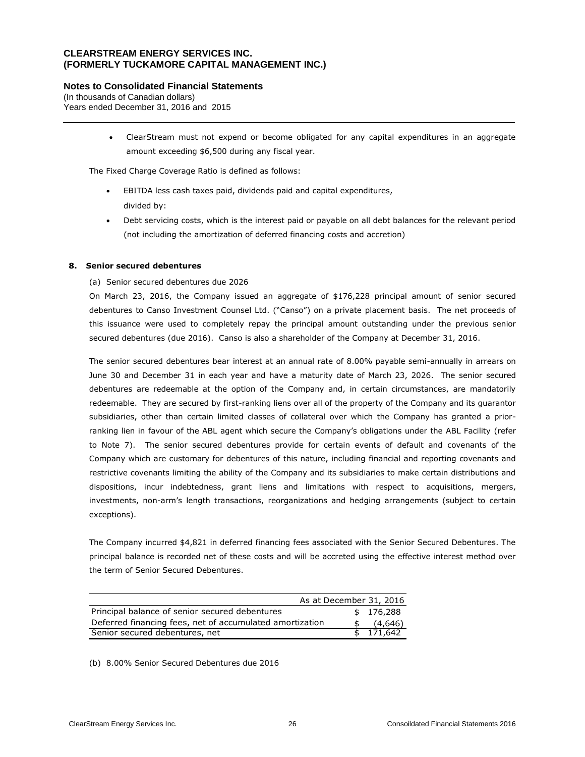- ClearStream must not expend or become obligated for any capital expenditures in an aggregate amount exceeding $6,500 during any fiscal year.

The Fixed Charge Coverage Ratio is defined as follows:

- EBITDA less cash taxes paid, dividends paid and capital expenditures,
  divided by:
- Debt servicing costs, which is the interest paid or payable on all debt balances for the relevant period (not including the amortization of deferred financing costs and accretion)

## 8. Senior secured debentures

(a) Senior secured debentures due 2026

On March 23, 2016, the Company issued an aggregate of $176,228 principal amount of senior secured debentures to Canso Investment Counsel Ltd. ("Canso") on a private placement basis. The net proceeds of this issuance were used to completely repay the principal amount outstanding under the previous senior secured debentures (due 2016). Canso is also a shareholder of the Company at December 31, 2016.

The senior secured debentures bear interest at an annual rate of 8.00% payable semi-annually in arrears on June 30 and December 31 in each year and have a maturity date of March 23, 2026. The senior secured debentures are redeemable at the option of the Company and, in certain circumstances, are mandatorily redeemable. They are secured by first-ranking liens over all of the property of the Company and its guarantor subsidiaries, other than certain limited classes of collateral over which the Company has granted a prior-ranking lien in favour of the ABL agent which secure the Company's obligations under the ABL Facility (refer to Note 7). The senior secured debentures provide for certain events of default and covenants of the Company which are customary for debentures of this nature, including financial and reporting covenants and restrictive covenants limiting the ability of the Company and its subsidiaries to make certain distributions and dispositions, incur indebtedness, grant liens and limitations with respect to acquisitions, mergers, investments, non-arm's length transactions, reorganizations and hedging arrangements (subject to certain exceptions).

The Company incurred $4,821 in deferred financing fees associated with the Senior Secured Debentures. The principal balance is recorded net of these costs and will be accreted using the effective interest method over the term of Senior Secured Debentures.

| | As at December 31, 2016 |
|---|---|
| Principal balance of senior secured debentures | $ 176,288 |
| Deferred financing fees, net of accumulated amortization | $ (4,646) |
| Senior secured debentures, net | $ 171,642 |

(b) 8.00% Senior Secured Debentures due 2016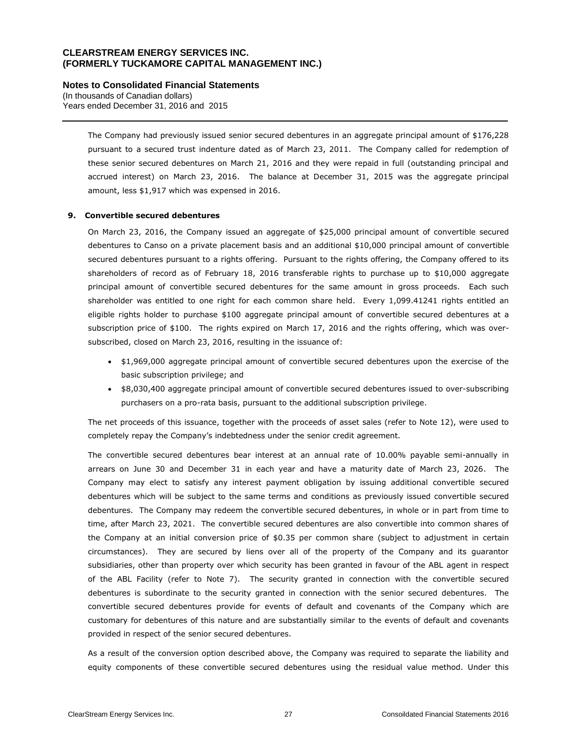The Company had previously issued senior secured debentures in an aggregate principal amount of $176,228 pursuant to a secured trust indenture dated as of March 23, 2011. The Company called for redemption of these senior secured debentures on March 21, 2016 and they were repaid in full (outstanding principal and accrued interest) on March 23, 2016. The balance at December 31, 2015 was the aggregate principal amount, less $1,917 which was expensed in 2016.

## 9. Convertible secured debentures

On March 23, 2016, the Company issued an aggregate of $25,000 principal amount of convertible secured debentures to Canso on a private placement basis and an additional $10,000 principal amount of convertible secured debentures pursuant to a rights offering. Pursuant to the rights offering, the Company offered to its shareholders of record as of February 18, 2016 transferable rights to purchase up to $10,000 aggregate principal amount of convertible secured debentures for the same amount in gross proceeds. Each such shareholder was entitled to one right for each common share held. Every 1,099.41241 rights entitled an eligible rights holder to purchase $100 aggregate principal amount of convertible secured debentures at a subscription price of $100. The rights expired on March 17, 2016 and the rights offering, which was over-subscribed, closed on March 23, 2016, resulting in the issuance of:

- $1,969,000 aggregate principal amount of convertible secured debentures upon the exercise of the basic subscription privilege; and
- $8,030,400 aggregate principal amount of convertible secured debentures issued to over-subscribing purchasers on a pro-rata basis, pursuant to the additional subscription privilege.

The net proceeds of this issuance, together with the proceeds of asset sales (refer to Note 12), were used to completely repay the Company's indebtedness under the senior credit agreement.

The convertible secured debentures bear interest at an annual rate of 10.00% payable semi-annually in arrears on June 30 and December 31 in each year and have a maturity date of March 23, 2026. The Company may elect to satisfy any interest payment obligation by issuing additional convertible secured debentures which will be subject to the same terms and conditions as previously issued convertible secured debentures. The Company may redeem the convertible secured debentures, in whole or in part from time to time, after March 23, 2021. The convertible secured debentures are also convertible into common shares of the Company at an initial conversion price of $0.35 per common share (subject to adjustment in certain circumstances). They are secured by liens over all of the property of the Company and its guarantor subsidiaries, other than property over which security has been granted in favour of the ABL agent in respect of the ABL Facility (refer to Note 7). The security granted in connection with the convertible secured debentures is subordinate to the security granted in connection with the senior secured debentures. The convertible secured debentures provide for events of default and covenants of the Company which are customary for debentures of this nature and are substantially similar to the events of default and covenants provided in respect of the senior secured debentures.

As a result of the conversion option described above, the Company was required to separate the liability and equity components of these convertible secured debentures using the residual value method. Under this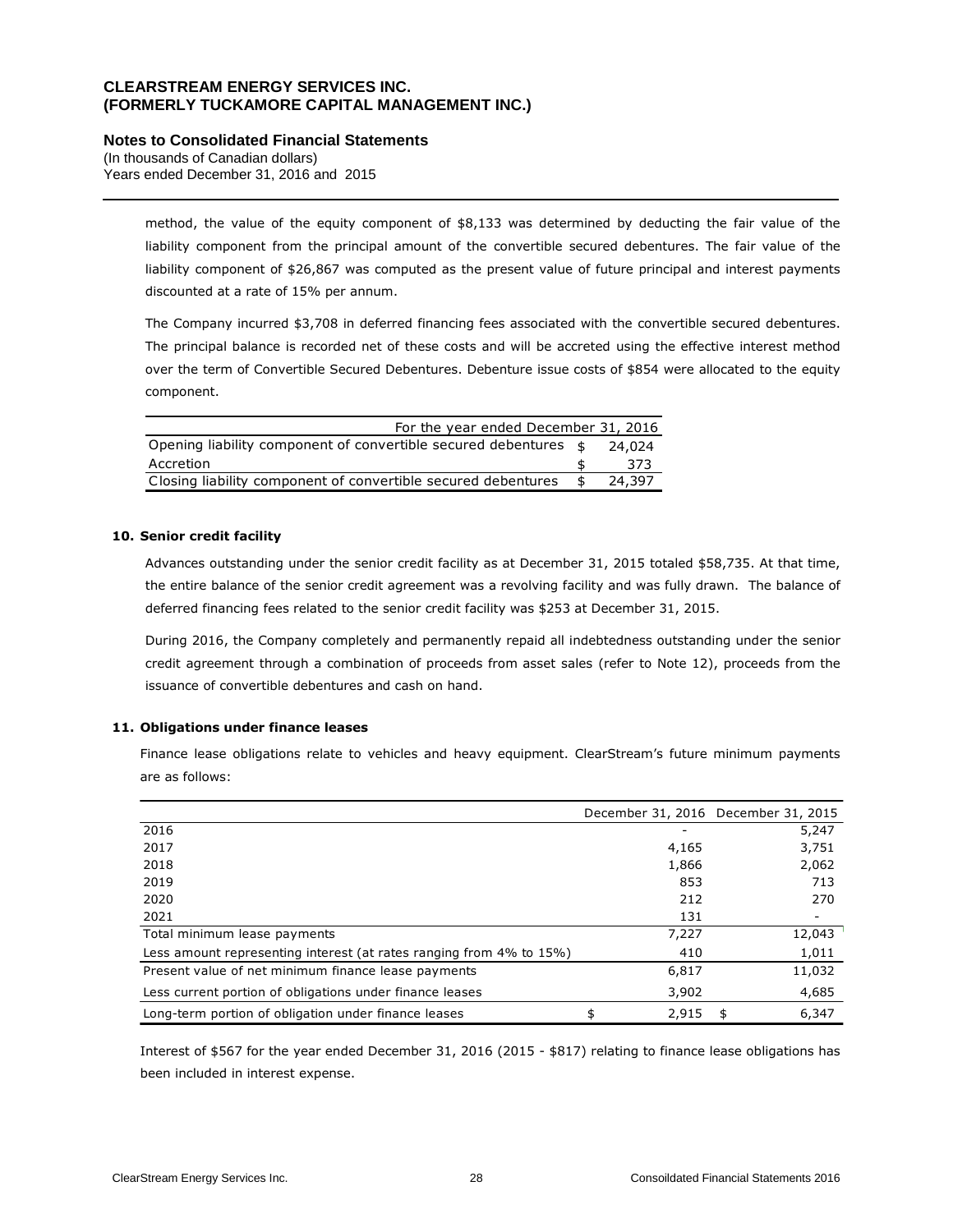method, the value of the equity component of $8,133 was determined by deducting the fair value of the liability component from the principal amount of the convertible secured debentures. The fair value of the liability component of $26,867 was computed as the present value of future principal and interest payments discounted at a rate of 15% per annum.

The Company incurred $3,708 in deferred financing fees associated with the convertible secured debentures. The principal balance is recorded net of these costs and will be accreted using the effective interest method over the term of Convertible Secured Debentures. Debenture issue costs of $854 were allocated to the equity component.

| | For the year ended December 31, 2016 |
|---|---|
| Opening liability component of convertible secured debentures | $ 24,024 |
| Accretion | $ 373 |
| Closing liability component of convertible secured debentures | $ 24,397 |

**10. Senior credit facility**

Advances outstanding under the senior credit facility as at December 31, 2015 totaled $58,735. At that time, the entire balance of the senior credit agreement was a revolving facility and was fully drawn. The balance of deferred financing fees related to the senior credit facility was $253 at December 31, 2015.

During 2016, the Company completely and permanently repaid all indebtedness outstanding under the senior credit agreement through a combination of proceeds from asset sales (refer to Note 12), proceeds from the issuance of convertible debentures and cash on hand.

**11. Obligations under finance leases**

Finance lease obligations relate to vehicles and heavy equipment. ClearStream's future minimum payments are as follows:

| | December 31, 2016 | December 31, 2015 |
|---|---|---|
| 2016 | - | 5,247 |
| 2017 | 4,165 | 3,751 |
| 2018 | 1,866 | 2,062 |
| 2019 | 853 | 713 |
| 2020 | 212 | 270 |
| 2021 | 131 | - |
| Total minimum lease payments | 7,227 | 12,043 |
| Less amount representing interest (at rates ranging from 4% to 15%) | 410 | 1,011 |
| Present value of net minimum finance lease payments | 6,817 | 11,032 |
| Less current portion of obligations under finance leases | 3,902 | 4,685 |
| Long-term portion of obligation under finance leases | $ 2,915 | $ 6,347 |

Interest of $567 for the year ended December 31, 2016 (2015 - $817) relating to finance lease obligations has been included in interest expense.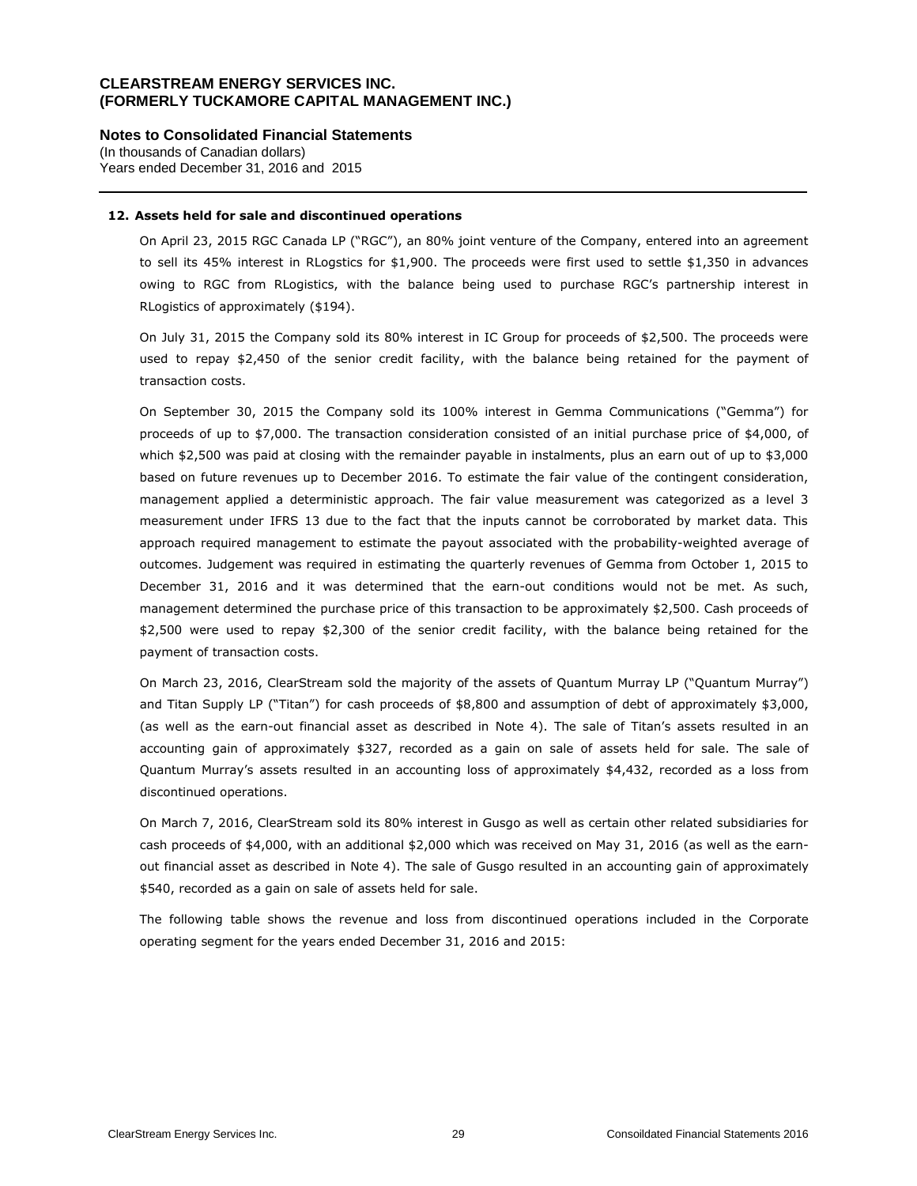**CLEARSTREAM ENERGY SERVICES INC.**
**(FORMERLY TUCKAMORE CAPITAL MANAGEMENT INC.)**

**Notes to Consolidated Financial Statements**
(In thousands of Canadian dollars)
Years ended December 31, 2016 and 2015

### 12. Assets held for sale and discontinued operations

On April 23, 2015 RGC Canada LP ("RGC"), an 80% joint venture of the Company, entered into an agreement to sell its 45% interest in RLogstics for $1,900. The proceeds were first used to settle $1,350 in advances owing to RGC from RLogistics, with the balance being used to purchase RGC's partnership interest in RLogistics of approximately ($194).

On July 31, 2015 the Company sold its 80% interest in IC Group for proceeds of $2,500. The proceeds were used to repay $2,450 of the senior credit facility, with the balance being retained for the payment of transaction costs.

On September 30, 2015 the Company sold its 100% interest in Gemma Communications ("Gemma") for proceeds of up to $7,000. The transaction consideration consisted of an initial purchase price of $4,000, of which $2,500 was paid at closing with the remainder payable in instalments, plus an earn out of up to $3,000 based on future revenues up to December 2016. To estimate the fair value of the contingent consideration, management applied a deterministic approach. The fair value measurement was categorized as a level 3 measurement under IFRS 13 due to the fact that the inputs cannot be corroborated by market data. This approach required management to estimate the payout associated with the probability-weighted average of outcomes. Judgement was required in estimating the quarterly revenues of Gemma from October 1, 2015 to December 31, 2016 and it was determined that the earn-out conditions would not be met. As such, management determined the purchase price of this transaction to be approximately $2,500. Cash proceeds of $2,500 were used to repay $2,300 of the senior credit facility, with the balance being retained for the payment of transaction costs.

On March 23, 2016, ClearStream sold the majority of the assets of Quantum Murray LP ("Quantum Murray") and Titan Supply LP ("Titan") for cash proceeds of $8,800 and assumption of debt of approximately $3,000, (as well as the earn-out financial asset as described in Note 4). The sale of Titan's assets resulted in an accounting gain of approximately $327, recorded as a gain on sale of assets held for sale. The sale of Quantum Murray's assets resulted in an accounting loss of approximately $4,432, recorded as a loss from discontinued operations.

On March 7, 2016, ClearStream sold its 80% interest in Gusgo as well as certain other related subsidiaries for cash proceeds of $4,000, with an additional $2,000 which was received on May 31, 2016 (as well as the earn-out financial asset as described in Note 4). The sale of Gusgo resulted in an accounting gain of approximately $540, recorded as a gain on sale of assets held for sale.

The following table shows the revenue and loss from discontinued operations included in the Corporate operating segment for the years ended December 31, 2016 and 2015: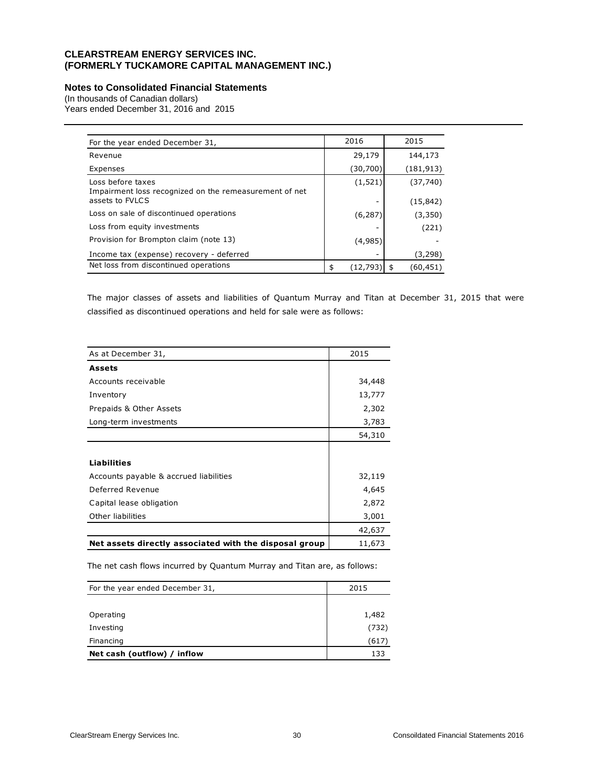# CLEARSTREAM ENERGY SERVICES INC.
# (FORMERLY TUCKAMORE CAPITAL MANAGEMENT INC.)

## Notes to Consolidated Financial Statements

(In thousands of Canadian dollars)
Years ended December 31, 2016 and 2015

| For the year ended December 31, | 2016 | 2015 |
|---|---|---|
| Revenue | 29,179 | 144,173 |
| Expenses | (30,700) | (181,913) |
| Loss before taxes | (1,521) | (37,740) |
| Impairment loss recognized on the remeasurement of net assets to FVLCS | - | (15,842) |
| Loss on sale of discontinued operations | (6,287) | (3,350) |
| Loss from equity investments | - | (221) |
| Provision for Brompton claim (note 13) | (4,985) | - |
| Income tax (expense) recovery - deferred | - | (3,298) |
| Net loss from discontinued operations | $ (12,793) | $ (60,451) |

The major classes of assets and liabilities of Quantum Murray and Titan at December 31, 2015 that were classified as discontinued operations and held for sale were as follows:

| As at December 31, | 2015 |
|---|---|
| **Assets** | |
| Accounts receivable | 34,448 |
| Inventory | 13,777 |
| Prepaids & Other Assets | 2,302 |
| Long-term investments | 3,783 |
| | 54,310 |
| **Liabilities** | |
| Accounts payable & accrued liabilities | 32,119 |
| Deferred Revenue | 4,645 |
| Capital lease obligation | 2,872 |
| Other liabilities | 3,001 |
| | 42,637 |
| **Net assets directly associated with the disposal group** | 11,673 |

The net cash flows incurred by Quantum Murray and Titan are, as follows:

| For the year ended December 31, | 2015 |
|---|---|
| Operating | 1,482 |
| Investing | (732) |
| Financing | (617) |
| **Net cash (outflow) / inflow** | 133 |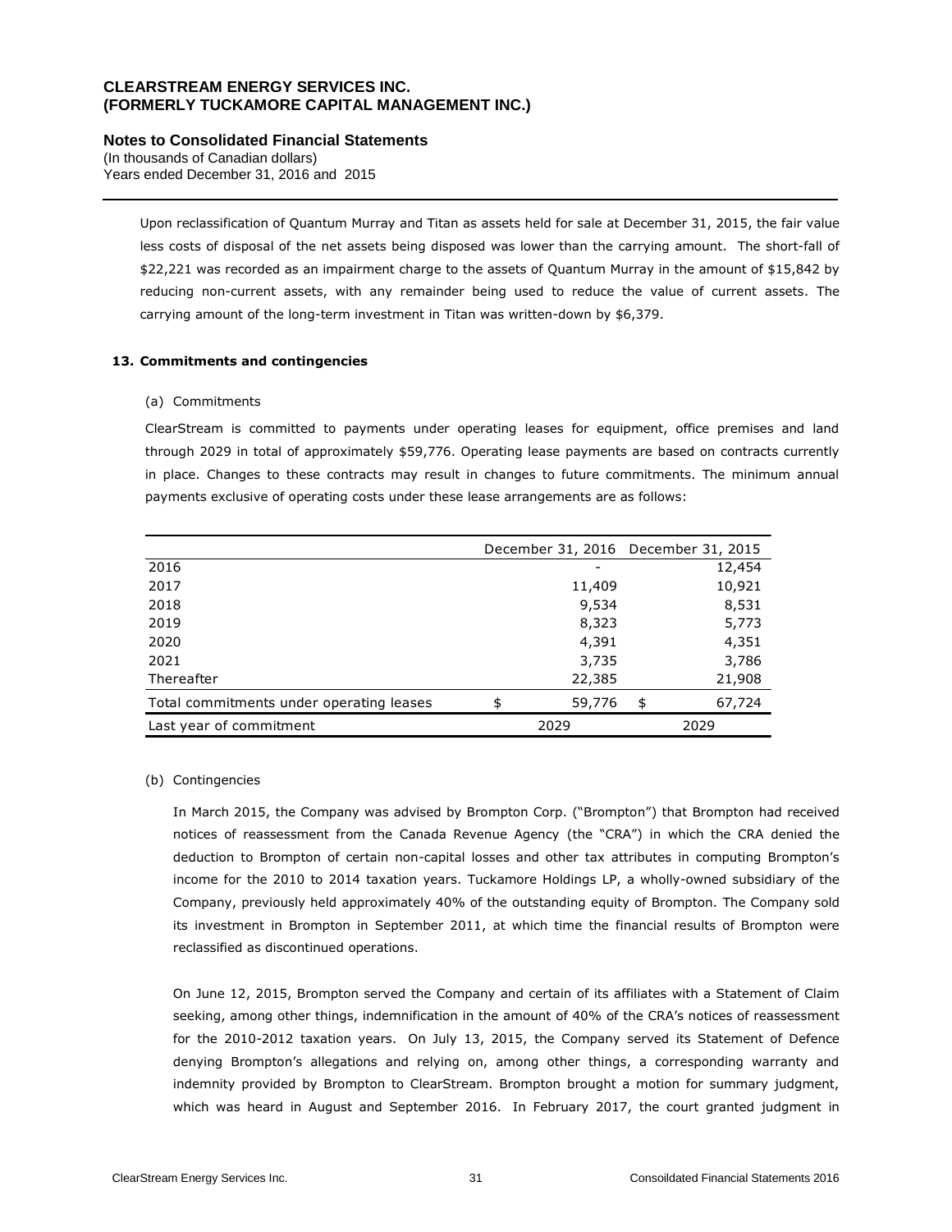Upon reclassification of Quantum Murray and Titan as assets held for sale at December 31, 2015, the fair value less costs of disposal of the net assets being disposed was lower than the carrying amount. The short-fall of $22,221 was recorded as an impairment charge to the assets of Quantum Murray in the amount of $15,842 by reducing non-current assets, with any remainder being used to reduce the value of current assets. The carrying amount of the long-term investment in Titan was written-down by $6,379.

## 13. Commitments and contingencies

(a) Commitments

ClearStream is committed to payments under operating leases for equipment, office premises and land through 2029 in total of approximately $59,776. Operating lease payments are based on contracts currently in place. Changes to these contracts may result in changes to future commitments. The minimum annual payments exclusive of operating costs under these lease arrangements are as follows:

| | December 31, 2016 | December 31, 2015 |
|---|---|---|
| 2016 | - | 12,454 |
| 2017 | 11,409 | 10,921 |
| 2018 | 9,534 | 8,531 |
| 2019 | 8,323 | 5,773 |
| 2020 | 4,391 | 4,351 |
| 2021 | 3,735 | 3,786 |
| Thereafter | 22,385 | 21,908 |
| Total commitments under operating leases | $ 59,776 | $ 67,724 |
| Last year of commitment | 2029 | 2029 |

(b) Contingencies

In March 2015, the Company was advised by Brompton Corp. ("Brompton") that Brompton had received notices of reassessment from the Canada Revenue Agency (the "CRA") in which the CRA denied the deduction to Brompton of certain non-capital losses and other tax attributes in computing Brompton's income for the 2010 to 2014 taxation years. Tuckamore Holdings LP, a wholly-owned subsidiary of the Company, previously held approximately 40% of the outstanding equity of Brompton. The Company sold its investment in Brompton in September 2011, at which time the financial results of Brompton were reclassified as discontinued operations.

On June 12, 2015, Brompton served the Company and certain of its affiliates with a Statement of Claim seeking, among other things, indemnification in the amount of 40% of the CRA's notices of reassessment for the 2010-2012 taxation years. On July 13, 2015, the Company served its Statement of Defence denying Brompton's allegations and relying on, among other things, a corresponding warranty and indemnity provided by Brompton to ClearStream. Brompton brought a motion for summary judgment, which was heard in August and September 2016. In February 2017, the court granted judgment in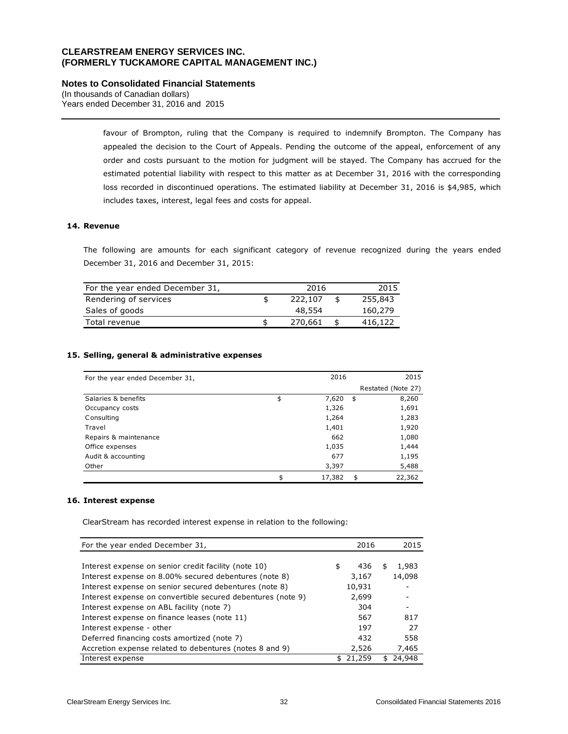favour of Brompton, ruling that the Company is required to indemnify Brompton. The Company has appealed the decision to the Court of Appeals. Pending the outcome of the appeal, enforcement of any order and costs pursuant to the motion for judgment will be stayed. The Company has accrued for the estimated potential liability with respect to this matter as at December 31, 2016 with the corresponding loss recorded in discontinued operations. The estimated liability at December 31, 2016 is $4,985, which includes taxes, interest, legal fees and costs for appeal.

## 14. Revenue

The following are amounts for each significant category of revenue recognized during the years ended December 31, 2016 and December 31, 2015:

| For the year ended December 31, | | 2016 | | 2015 |
|---|---|---|---|---|
| Rendering of services | $ | 222,107 | $ | 255,843 |
| Sales of goods | | 48,554 | | 160,279 |
| Total revenue | $ | 270,661 | $ | 416,122 |

## 15. Selling, general & administrative expenses

| For the year ended December 31, | | 2016 | | 2015 |
|---|---|---|---|---|
| | | | | Restated (Note 27) |
| Salaries & benefits | $ | 7,620 | $ | 8,260 |
| Occupancy costs | | 1,326 | | 1,691 |
| Consulting | | 1,264 | | 1,283 |
| Travel | | 1,401 | | 1,920 |
| Repairs & maintenance | | 662 | | 1,080 |
| Office expenses | | 1,035 | | 1,444 |
| Audit & accounting | | 677 | | 1,195 |
| Other | | 3,397 | | 5,488 |
| | $ | 17,382 | $ | 22,362 |

## 16. Interest expense

ClearStream has recorded interest expense in relation to the following:

| For the year ended December 31, | | 2016 | | 2015 |
|---|---|---|---|---|
| Interest expense on senior credit facility (note 10) | $ | 436 | $ | 1,983 |
| Interest expense on 8.00% secured debentures (note 8) | | 3,167 | | 14,098 |
| Interest expense on senior secured debentures (note 8) | | 10,931 | | - |
| Interest expense on convertible secured debentures (note 9) | | 2,699 | | - |
| Interest expense on ABL facility (note 7) | | 304 | | - |
| Interest expense on finance leases (note 11) | | 567 | | 817 |
| Interest expense - other | | 197 | | 27 |
| Deferred financing costs amortized (note 7) | | 432 | | 558 |
| Accretion expense related to debentures (notes 8 and 9) | | 2,526 | | 7,465 |
| Interest expense | $ | 21,259 | $ | 24,948 |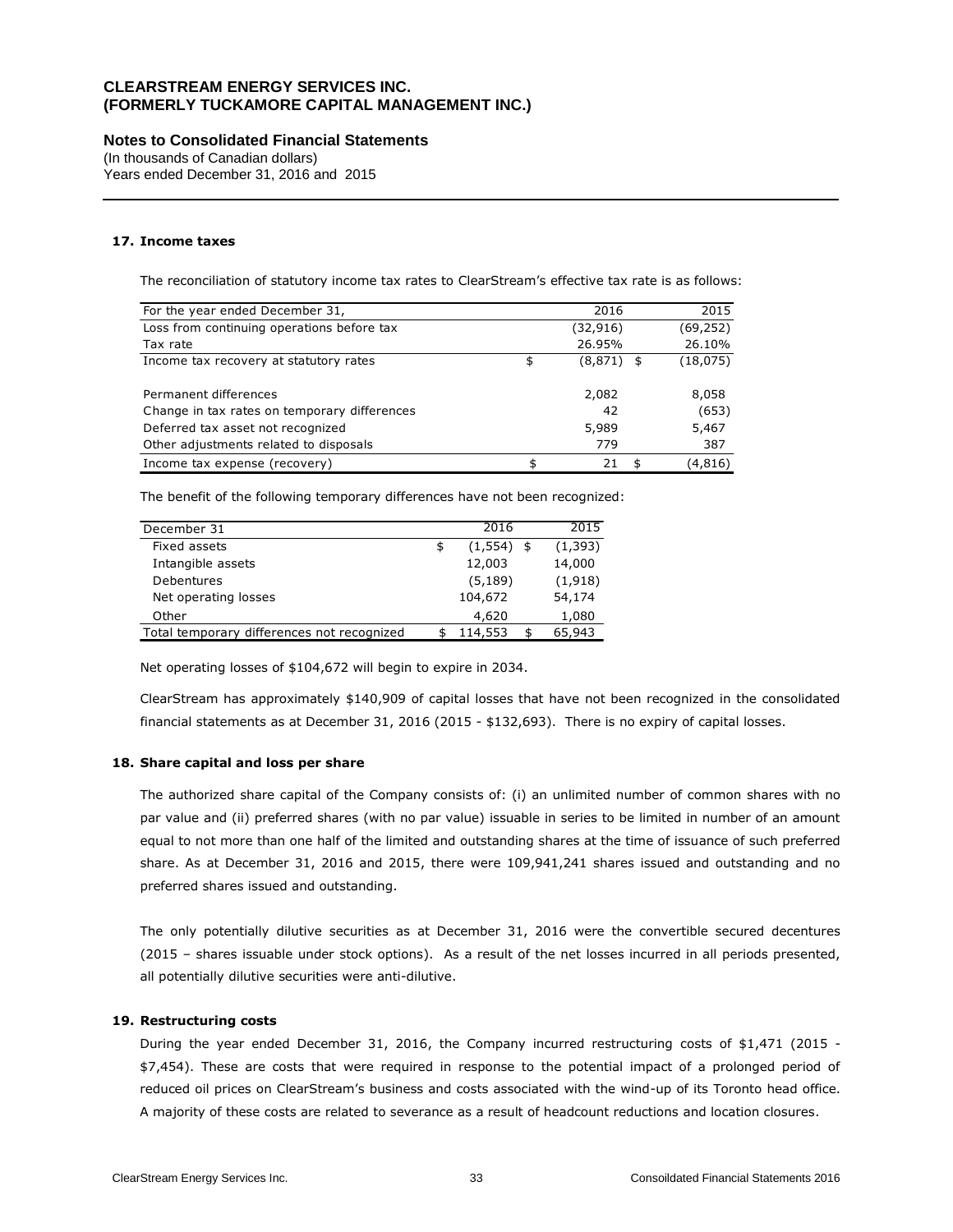**CLEARSTREAM ENERGY SERVICES INC.**
**(FORMERLY TUCKAMORE CAPITAL MANAGEMENT INC.)**

**Notes to Consolidated Financial Statements**
(In thousands of Canadian dollars)
Years ended December 31, 2016 and 2015

### 17. Income taxes

The reconciliation of statutory income tax rates to ClearStream's effective tax rate is as follows:

| For the year ended December 31, | 2016 | 2015 |
|---|---|---|
| Loss from continuing operations before tax | (32,916) | (69,252) |
| Tax rate | 26.95% | 26.10% |
| Income tax recovery at statutory rates | $ (8,871) | $ (18,075) |
| | | |
| Permanent differences | 2,082 | 8,058 |
| Change in tax rates on temporary differences | 42 | (653) |
| Deferred tax asset not recognized | 5,989 | 5,467 |
| Other adjustments related to disposals | 779 | 387 |
| Income tax expense (recovery) | $ 21 | $ (4,816) |

The benefit of the following temporary differences have not been recognized:

| December 31 | 2016 | 2015 |
|---|---|---|
| Fixed assets | $ (1,554) | $ (1,393) |
| Intangible assets | 12,003 | 14,000 |
| Debentures | (5,189) | (1,918) |
| Net operating losses | 104,672 | 54,174 |
| Other | 4,620 | 1,080 |
| Total temporary differences not recognized | $ 114,553 | $ 65,943 |

Net operating losses of $104,672 will begin to expire in 2034.

ClearStream has approximately $140,909 of capital losses that have not been recognized in the consolidated financial statements as at December 31, 2016 (2015 - $132,693). There is no expiry of capital losses.

### 18. Share capital and loss per share

The authorized share capital of the Company consists of: (i) an unlimited number of common shares with no par value and (ii) preferred shares (with no par value) issuable in series to be limited in number of an amount equal to not more than one half of the limited and outstanding shares at the time of issuance of such preferred share. As at December 31, 2016 and 2015, there were 109,941,241 shares issued and outstanding and no preferred shares issued and outstanding.

The only potentially dilutive securities as at December 31, 2016 were the convertible secured decentures (2015 – shares issuable under stock options). As a result of the net losses incurred in all periods presented, all potentially dilutive securities were anti-dilutive.

### 19. Restructuring costs

During the year ended December 31, 2016, the Company incurred restructuring costs of $1,471 (2015 - $7,454). These are costs that were required in response to the potential impact of a prolonged period of reduced oil prices on ClearStream's business and costs associated with the wind-up of its Toronto head office. A majority of these costs are related to severance as a result of headcount reductions and location closures.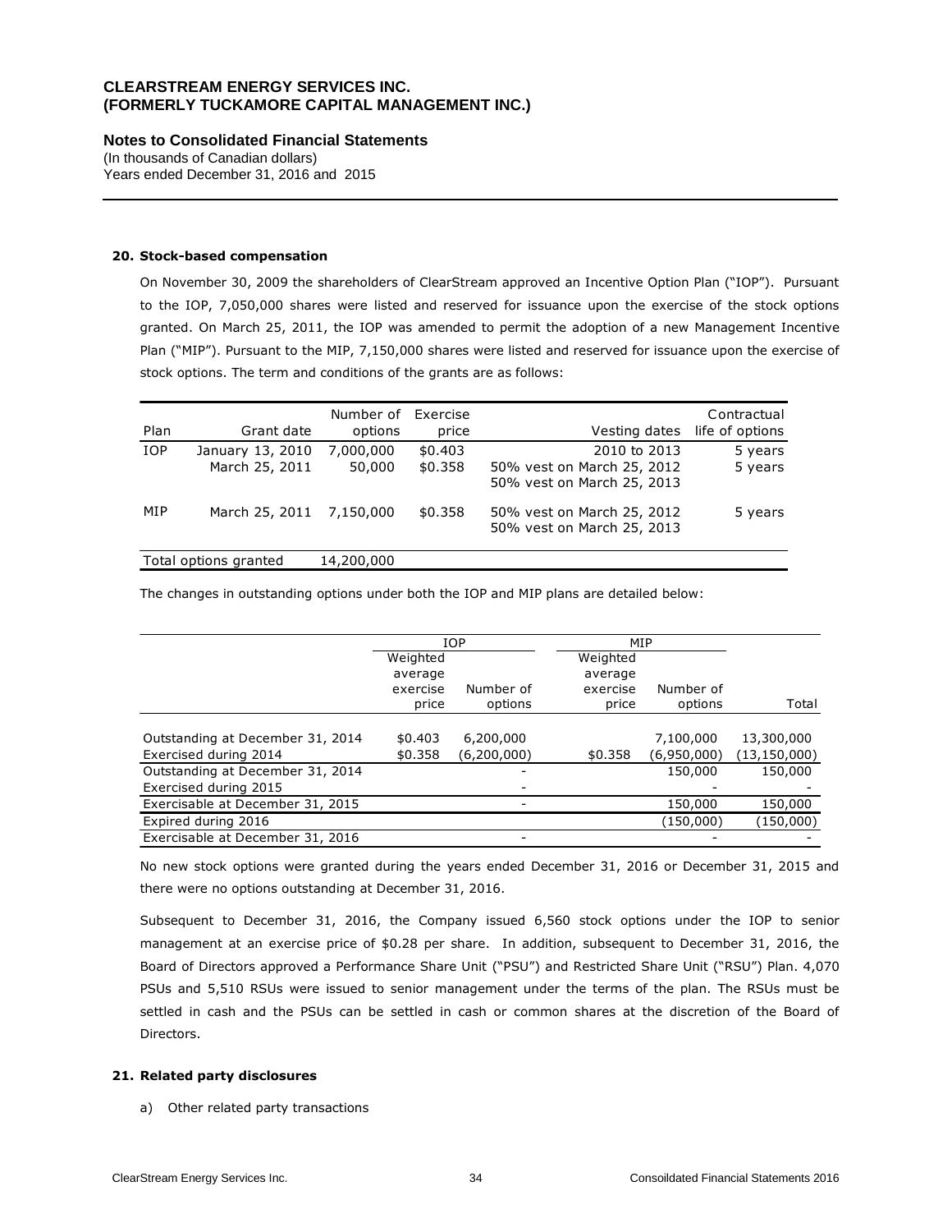**CLEARSTREAM ENERGY SERVICES INC.**
**(FORMERLY TUCKAMORE CAPITAL MANAGEMENT INC.)**

**Notes to Consolidated Financial Statements**
(In thousands of Canadian dollars)
Years ended December 31, 2016 and 2015

**20. Stock-based compensation**

On November 30, 2009 the shareholders of ClearStream approved an Incentive Option Plan ("IOP"). Pursuant to the IOP, 7,050,000 shares were listed and reserved for issuance upon the exercise of the stock options granted. On March 25, 2011, the IOP was amended to permit the adoption of a new Management Incentive Plan ("MIP"). Pursuant to the MIP, 7,150,000 shares were listed and reserved for issuance upon the exercise of stock options. The term and conditions of the grants are as follows:

| Plan | Grant date | Number of options | Exercise price | Vesting dates | Contractual life of options |
|---|---|---|---|---|---|
| IOP | January 13, 2010 | 7,000,000 | $0.403 | 2010 to 2013 | 5 years |
| | March 25, 2011 | 50,000 | $0.358 | 50% vest on March 25, 2012<br>50% vest on March 25, 2013 | 5 years |
| MIP | March 25, 2011 | 7,150,000 | $0.358 | 50% vest on March 25, 2012<br>50% vest on March 25, 2013 | 5 years |
| Total options granted | | 14,200,000 | | | |

The changes in outstanding options under both the IOP and MIP plans are detailed below:

| | IOP | | MIP | | |
|---|---|---|---|---|---|
| | Weighted average exercise price | Number of options | Weighted average exercise price | Number of options | Total |
| Outstanding at December 31, 2014 | $0.403 | 6,200,000 | | 7,100,000 | 13,300,000 |
| Exercised during 2014 | $0.358 | (6,200,000) | $0.358 | (6,950,000) | (13,150,000) |
| Outstanding at December 31, 2014 | | - | | 150,000 | 150,000 |
| Exercised during 2015 | | - | | - | - |
| Exercisable at December 31, 2015 | | - | | 150,000 | 150,000 |
| Expired during 2016 | | | | (150,000) | (150,000) |
| Exercisable at December 31, 2016 | | - | | - | - |

No new stock options were granted during the years ended December 31, 2016 or December 31, 2015 and there were no options outstanding at December 31, 2016.

Subsequent to December 31, 2016, the Company issued 6,560 stock options under the IOP to senior management at an exercise price of $0.28 per share. In addition, subsequent to December 31, 2016, the Board of Directors approved a Performance Share Unit ("PSU") and Restricted Share Unit ("RSU") Plan. 4,070 PSUs and 5,510 RSUs were issued to senior management under the terms of the plan. The RSUs must be settled in cash and the PSUs can be settled in cash or common shares at the discretion of the Board of Directors.

**21. Related party disclosures**

a) Other related party transactions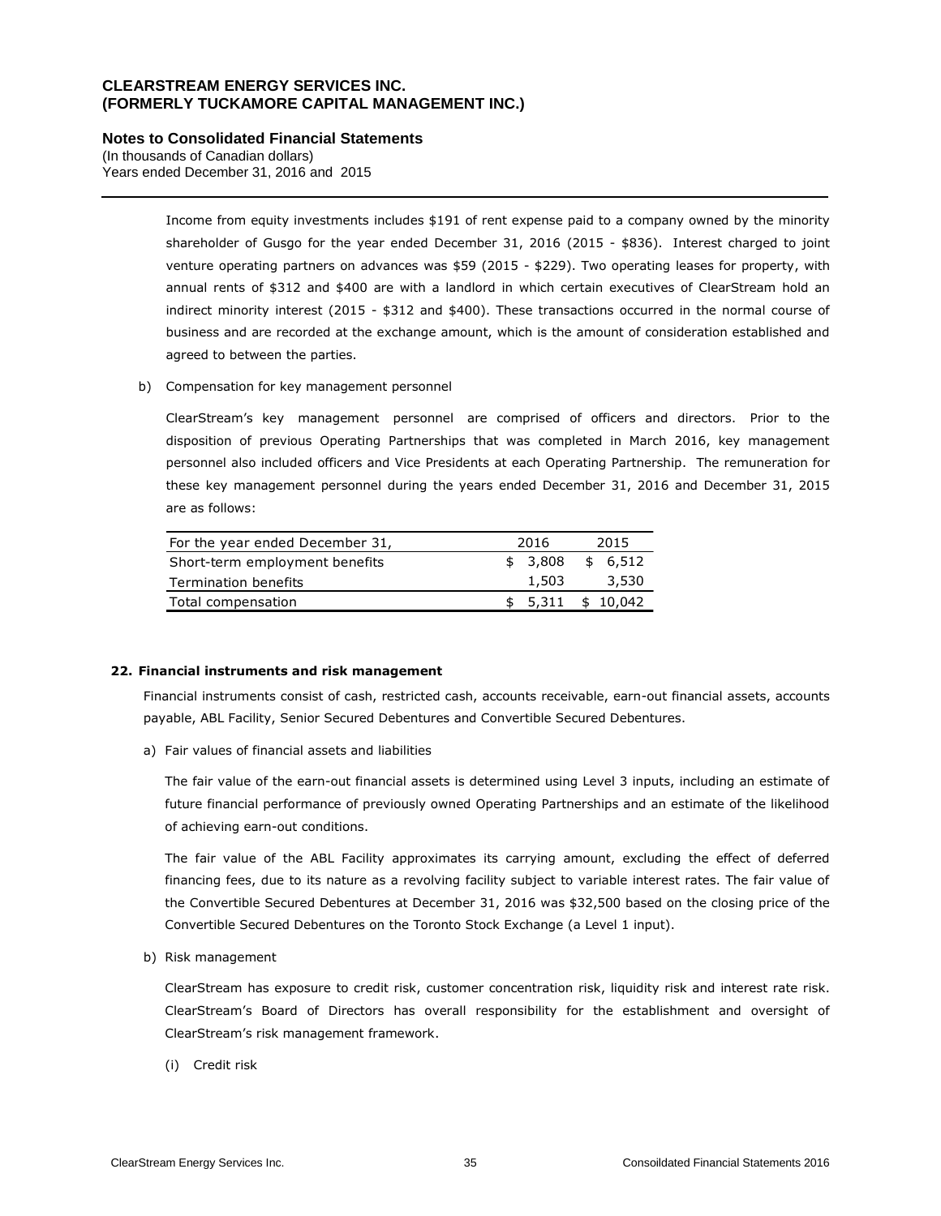Income from equity investments includes $191 of rent expense paid to a company owned by the minority shareholder of Gusgo for the year ended December 31, 2016 (2015 - $836). Interest charged to joint venture operating partners on advances was $59 (2015 - $229). Two operating leases for property, with annual rents of $312 and $400 are with a landlord in which certain executives of ClearStream hold an indirect minority interest (2015 - $312 and $400). These transactions occurred in the normal course of business and are recorded at the exchange amount, which is the amount of consideration established and agreed to between the parties.

b) Compensation for key management personnel

ClearStream's key management personnel are comprised of officers and directors. Prior to the disposition of previous Operating Partnerships that was completed in March 2016, key management personnel also included officers and Vice Presidents at each Operating Partnership. The remuneration for these key management personnel during the years ended December 31, 2016 and December 31, 2015 are as follows:

| For the year ended December 31, | 2016 | 2015 |
|---|---|---|
| Short-term employment benefits | $ 3,808 | $ 6,512 |
| Termination benefits | 1,503 | 3,530 |
| Total compensation | $ 5,311 | $ 10,042 |

## 22. Financial instruments and risk management

Financial instruments consist of cash, restricted cash, accounts receivable, earn-out financial assets, accounts payable, ABL Facility, Senior Secured Debentures and Convertible Secured Debentures.

a) Fair values of financial assets and liabilities

The fair value of the earn-out financial assets is determined using Level 3 inputs, including an estimate of future financial performance of previously owned Operating Partnerships and an estimate of the likelihood of achieving earn-out conditions.

The fair value of the ABL Facility approximates its carrying amount, excluding the effect of deferred financing fees, due to its nature as a revolving facility subject to variable interest rates. The fair value of the Convertible Secured Debentures at December 31, 2016 was $32,500 based on the closing price of the Convertible Secured Debentures on the Toronto Stock Exchange (a Level 1 input).

b) Risk management

ClearStream has exposure to credit risk, customer concentration risk, liquidity risk and interest rate risk. ClearStream's Board of Directors has overall responsibility for the establishment and oversight of ClearStream's risk management framework.

(i) Credit risk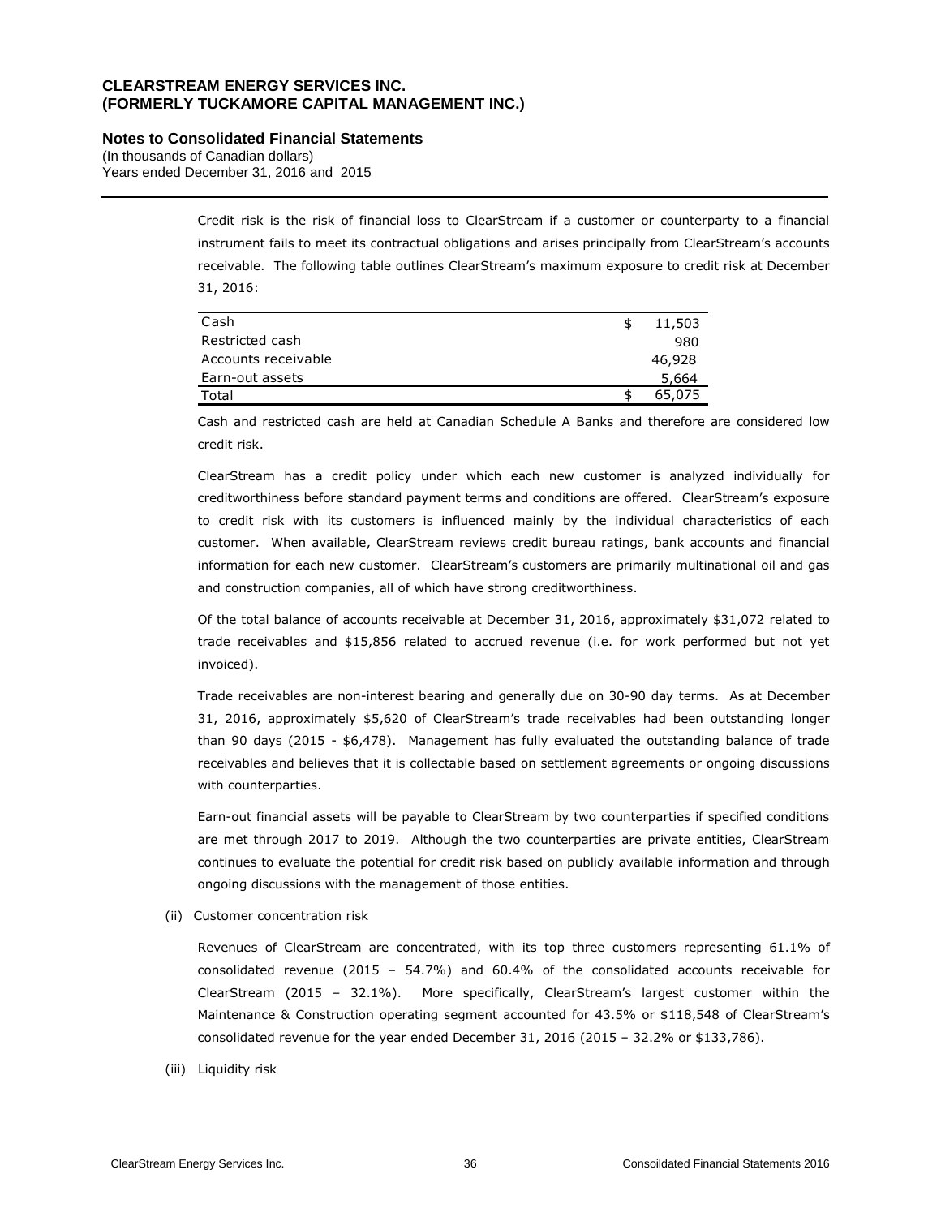Credit risk is the risk of financial loss to ClearStream if a customer or counterparty to a financial instrument fails to meet its contractual obligations and arises principally from ClearStream's accounts receivable. The following table outlines ClearStream's maximum exposure to credit risk at December 31, 2016:

| | |
|---|---|
| Cash | $ 11,503 |
| Restricted cash | 980 |
| Accounts receivable | 46,928 |
| Earn-out assets | 5,664 |
| Total | $ 65,075 |

Cash and restricted cash are held at Canadian Schedule A Banks and therefore are considered low credit risk.

ClearStream has a credit policy under which each new customer is analyzed individually for creditworthiness before standard payment terms and conditions are offered. ClearStream's exposure to credit risk with its customers is influenced mainly by the individual characteristics of each customer. When available, ClearStream reviews credit bureau ratings, bank accounts and financial information for each new customer. ClearStream's customers are primarily multinational oil and gas and construction companies, all of which have strong creditworthiness.

Of the total balance of accounts receivable at December 31, 2016, approximately $31,072 related to trade receivables and $15,856 related to accrued revenue (i.e. for work performed but not yet invoiced).

Trade receivables are non-interest bearing and generally due on 30-90 day terms. As at December 31, 2016, approximately $5,620 of ClearStream's trade receivables had been outstanding longer than 90 days (2015 - $6,478). Management has fully evaluated the outstanding balance of trade receivables and believes that it is collectable based on settlement agreements or ongoing discussions with counterparties.

Earn-out financial assets will be payable to ClearStream by two counterparties if specified conditions are met through 2017 to 2019. Although the two counterparties are private entities, ClearStream continues to evaluate the potential for credit risk based on publicly available information and through ongoing discussions with the management of those entities.

(ii) Customer concentration risk

Revenues of ClearStream are concentrated, with its top three customers representing 61.1% of consolidated revenue (2015 – 54.7%) and 60.4% of the consolidated accounts receivable for ClearStream (2015 – 32.1%). More specifically, ClearStream's largest customer within the Maintenance & Construction operating segment accounted for 43.5% or $118,548 of ClearStream's consolidated revenue for the year ended December 31, 2016 (2015 – 32.2% or $133,786).

(iii) Liquidity risk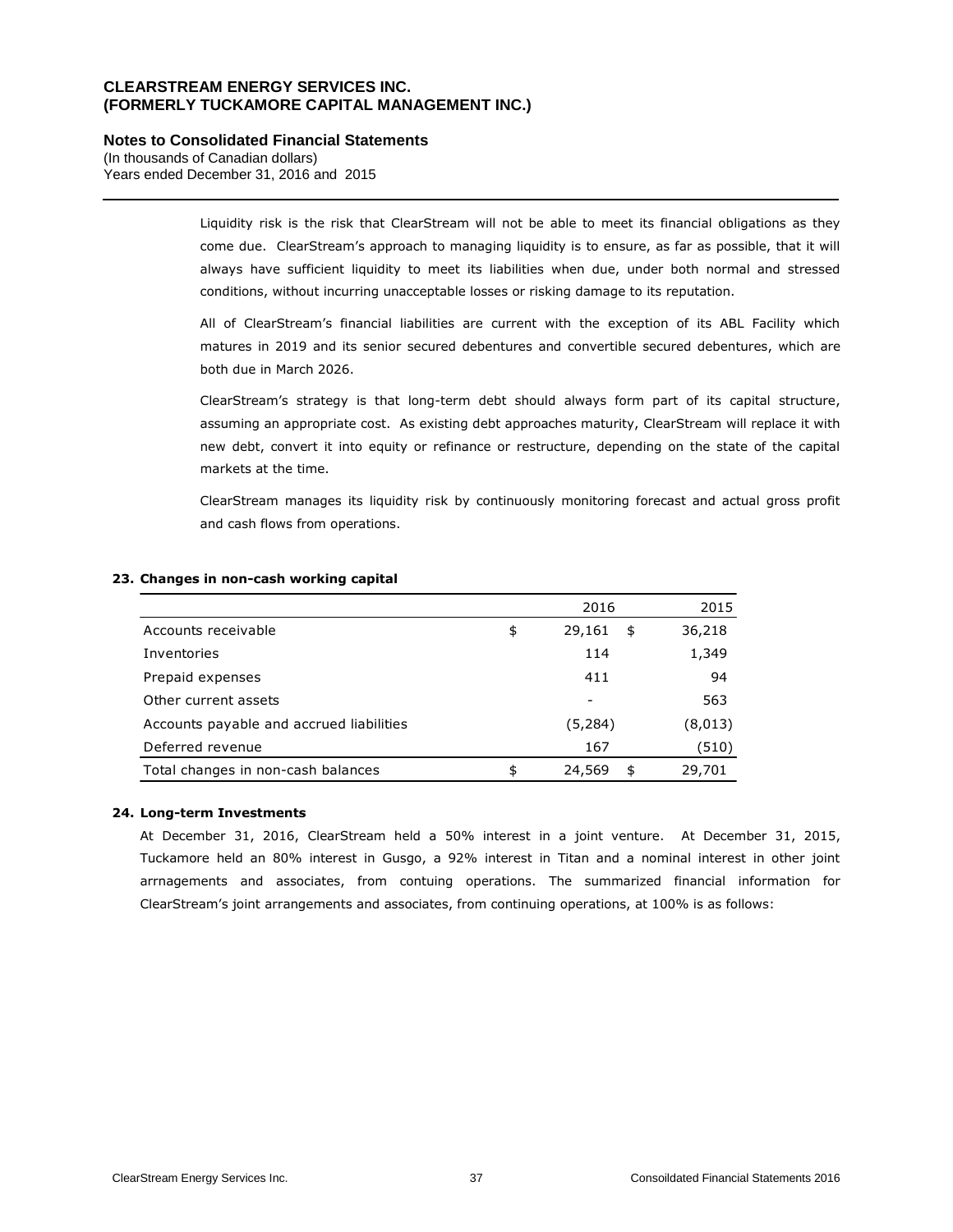Liquidity risk is the risk that ClearStream will not be able to meet its financial obligations as they come due. ClearStream's approach to managing liquidity is to ensure, as far as possible, that it will always have sufficient liquidity to meet its liabilities when due, under both normal and stressed conditions, without incurring unacceptable losses or risking damage to its reputation.

All of ClearStream's financial liabilities are current with the exception of its ABL Facility which matures in 2019 and its senior secured debentures and convertible secured debentures, which are both due in March 2026.

ClearStream's strategy is that long-term debt should always form part of its capital structure, assuming an appropriate cost. As existing debt approaches maturity, ClearStream will replace it with new debt, convert it into equity or refinance or restructure, depending on the state of the capital markets at the time.

ClearStream manages its liquidity risk by continuously monitoring forecast and actual gross profit and cash flows from operations.

**23. Changes in non-cash working capital**

| | 2016 | 2015 |
|---|---|---|
| Accounts receivable | $ 29,161 | $ 36,218 |
| Inventories | 114 | 1,349 |
| Prepaid expenses | 411 | 94 |
| Other current assets | - | 563 |
| Accounts payable and accrued liabilities | (5,284) | (8,013) |
| Deferred revenue | 167 | (510) |
| Total changes in non-cash balances | $ 24,569 | $ 29,701 |

**24. Long-term Investments**

At December 31, 2016, ClearStream held a 50% interest in a joint venture. At December 31, 2015, Tuckamore held an 80% interest in Gusgo, a 92% interest in Titan and a nominal interest in other joint arrnagements and associates, from contuing operations. The summarized financial information for ClearStream's joint arrangements and associates, from continuing operations, at 100% is as follows: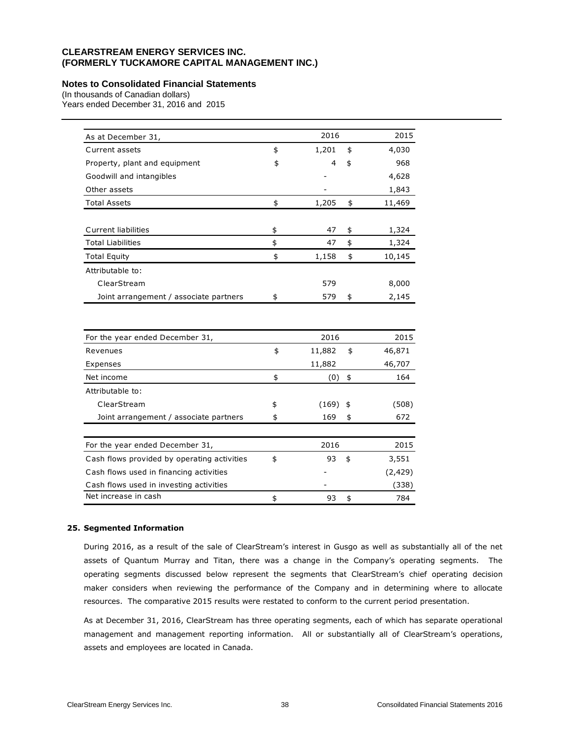**CLEARSTREAM ENERGY SERVICES INC.**
**(FORMERLY TUCKAMORE CAPITAL MANAGEMENT INC.)**

**Notes to Consolidated Financial Statements**
(In thousands of Canadian dollars)
Years ended December 31, 2016 and 2015

| As at December 31, | | 2016 | | 2015 |
|---|---|---|---|---|
| Current assets | $ | 1,201 | $ | 4,030 |
| Property, plant and equipment | $ | 4 | $ | 968 |
| Goodwill and intangibles | | - | | 4,628 |
| Other assets | | - | | 1,843 |
| Total Assets | $ | 1,205 | $ | 11,469 |
| | | | | |
| Current liabilities | $ | 47 | $ | 1,324 |
| Total Liabilities | $ | 47 | $ | 1,324 |
| Total Equity | $ | 1,158 | $ | 10,145 |
| Attributable to: | | | | |
| ClearStream | | 579 | | 8,000 |
| Joint arrangement / associate partners | $ | 579 | $ | 2,145 |

| For the year ended December 31, | | 2016 | | 2015 |
|---|---|---|---|---|
| Revenues | $ | 11,882 | $ | 46,871 |
| Expenses | | 11,882 | | 46,707 |
| Net income | $ | (0) | $ | 164 |
| Attributable to: | | | | |
| ClearStream | $ | (169) | $ | (508) |
| Joint arrangement / associate partners | $ | 169 | $ | 672 |

| For the year ended December 31, | | 2016 | | 2015 |
|---|---|---|---|---|
| Cash flows provided by operating activities | $ | 93 | $ | 3,551 |
| Cash flows used in financing activities | | - | | (2,429) |
| Cash flows used in investing activities | | - | | (338) |
| Net increase in cash | $ | 93 | $ | 784 |

**25. Segmented Information**

During 2016, as a result of the sale of ClearStream's interest in Gusgo as well as substantially all of the net assets of Quantum Murray and Titan, there was a change in the Company's operating segments. The operating segments discussed below represent the segments that ClearStream's chief operating decision maker considers when reviewing the performance of the Company and in determining where to allocate resources. The comparative 2015 results were restated to conform to the current period presentation.

As at December 31, 2016, ClearStream has three operating segments, each of which has separate operational management and management reporting information. All or substantially all of ClearStream's operations, assets and employees are located in Canada.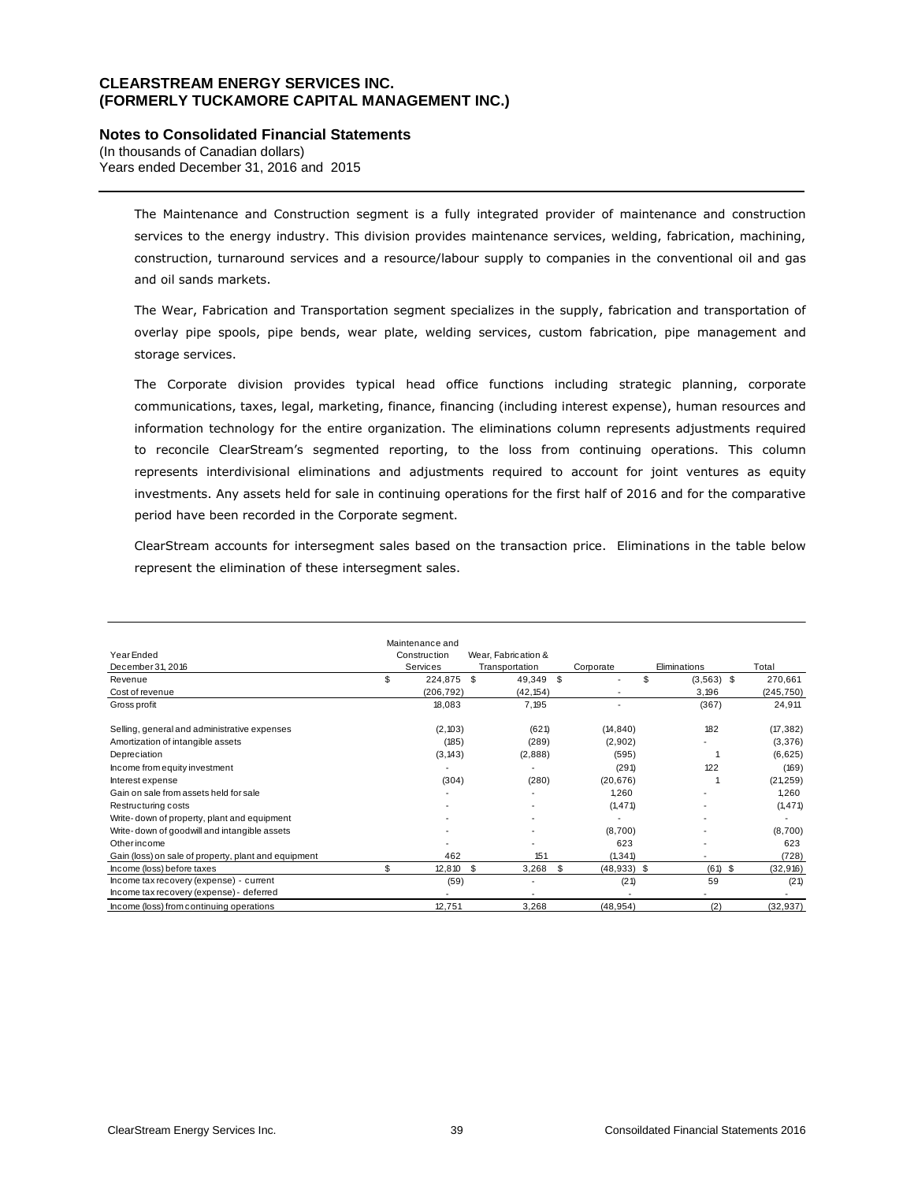The Maintenance and Construction segment is a fully integrated provider of maintenance and construction services to the energy industry. This division provides maintenance services, welding, fabrication, machining, construction, turnaround services and a resource/labour supply to companies in the conventional oil and gas and oil sands markets.

The Wear, Fabrication and Transportation segment specializes in the supply, fabrication and transportation of overlay pipe spools, pipe bends, wear plate, welding services, custom fabrication, pipe management and storage services.

The Corporate division provides typical head office functions including strategic planning, corporate communications, taxes, legal, marketing, finance, financing (including interest expense), human resources and information technology for the entire organization. The eliminations column represents adjustments required to reconcile ClearStream's segmented reporting, to the loss from continuing operations. This column represents interdivisional eliminations and adjustments required to account for joint ventures as equity investments. Any assets held for sale in continuing operations for the first half of 2016 and for the comparative period have been recorded in the Corporate segment.

ClearStream accounts for intersegment sales based on the transaction price. Eliminations in the table below represent the elimination of these intersegment sales.

| Year Ended December 31, 2016 | Maintenance and Construction Services | Wear, Fabrication & Transportation | Corporate | Eliminations | Total |
|---|---|---|---|---|---|
| Revenue | $ 224,875 | $ 49,349 | $ - | $ (3,563) | $ 270,661 |
| Cost of revenue | (206,792) | (42,154) | - | 3,196 | (245,750) |
| Gross profit | 18,083 | 7,195 | - | (367) | 24,911 |
| Selling, general and administrative expenses | (2,103) | (621) | (14,840) | 182 | (17,382) |
| Amortization of intangible assets | (185) | (289) | (2,902) | - | (3,376) |
| Depreciation | (3,143) | (2,888) | (595) | 1 | (6,625) |
| Income from equity investment | - | - | (291) | 122 | (169) |
| Interest expense | (304) | (280) | (20,676) | 1 | (21,259) |
| Gain on sale from assets held for sale | - | - | 1,260 | - | 1,260 |
| Restructuring costs | - | - | (1,471) | - | (1,471) |
| Write-down of property, plant and equipment | - | - | - | - | - |
| Write-down of goodwill and intangible assets | - | - | (8,700) | - | (8,700) |
| Other income | - | - | 623 | - | 623 |
| Gain (loss) on sale of property, plant and equipment | 462 | 151 | (1,341) | - | (728) |
| Income (loss) before taxes | $ 12,810 | $ 3,268 | $ (48,933) | $ (61) | $ (32,916) |
| Income tax recovery (expense) - current | (59) | - | (21) | 59 | (21) |
| Income tax recovery (expense) - deferred | - | - | - | - | - |
| Income (loss) from continuing operations | 12,751 | 3,268 | (48,954) | (2) | (32,937) |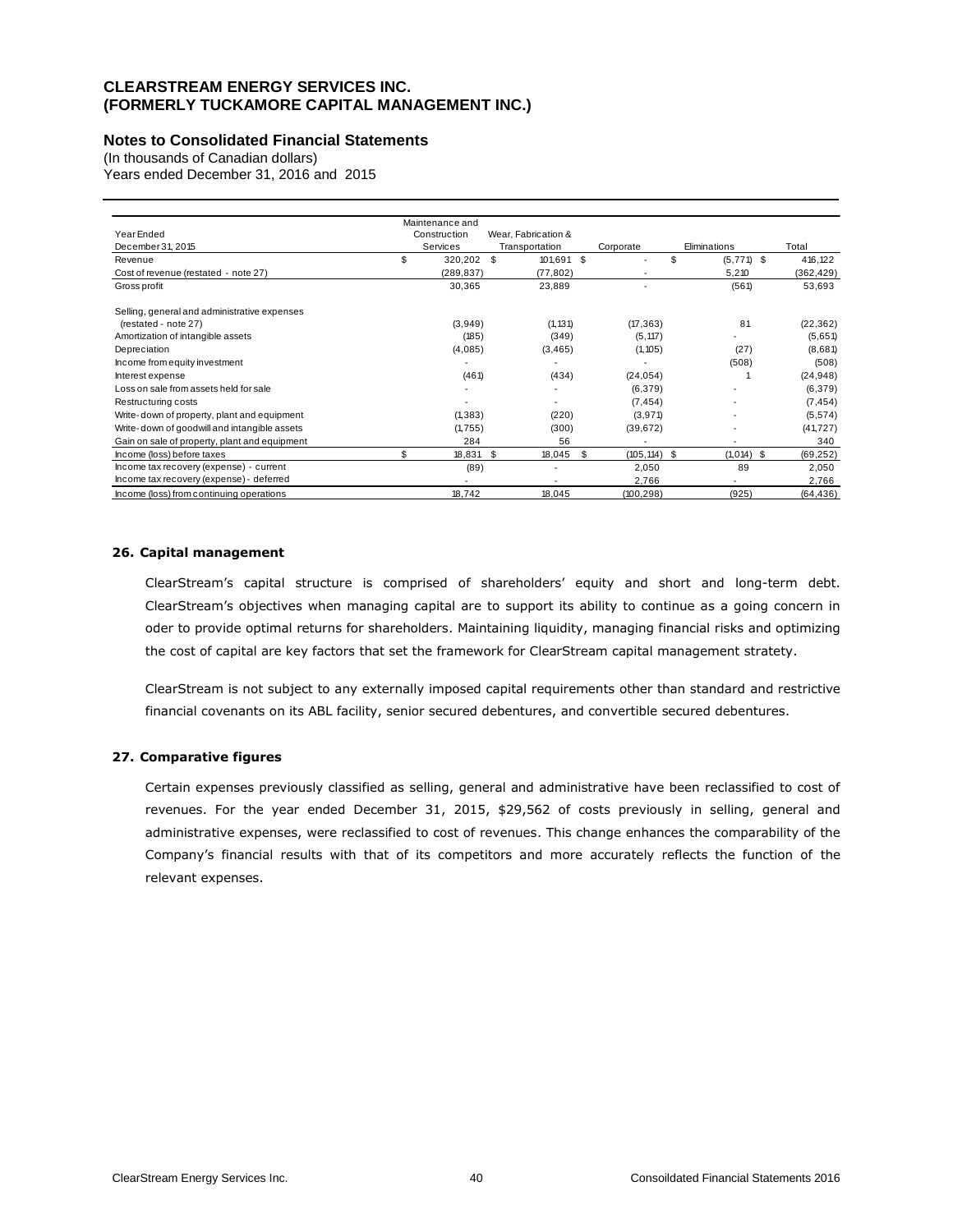# CLEARSTREAM ENERGY SERVICES INC.
# (FORMERLY TUCKAMORE CAPITAL MANAGEMENT INC.)

## Notes to Consolidated Financial Statements

(In thousands of Canadian dollars)
Years ended December 31, 2016 and 2015

| Year Ended December 31, 2015 | Maintenance and Construction Services | Wear, Fabrication & Transportation | Corporate | Eliminations | Total |
|---|---|---|---|---|---|
| Revenue | $ 320,202 | $ 101,691 | $ - | $ (5,771) | $ 416,122 |
| Cost of revenue (restated - note 27) | (289,837) | (77,802) | - | 5,210 | (362,429) |
| Gross profit | 30,365 | 23,889 | - | (561) | 53,693 |
| | | | | | |
| Selling, general and administrative expenses (restated - note 27) | (3,949) | (1,131) | (17,363) | 81 | (22,362) |
| Amortization of intangible assets | (185) | (349) | (5,117) | - | (5,651) |
| Depreciation | (4,085) | (3,465) | (1,105) | (27) | (8,681) |
| Income from equity investment | - | - | - | (508) | (508) |
| Interest expense | (461) | (434) | (24,054) | 1 | (24,948) |
| Loss on sale from assets held for sale | - | - | (6,379) | - | (6,379) |
| Restructuring costs | - | - | (7,454) | - | (7,454) |
| Write-down of property, plant and equipment | (1,383) | (220) | (3,971) | - | (5,574) |
| Write-down of goodwill and intangible assets | (1,755) | (300) | (39,672) | - | (41,727) |
| Gain on sale of property, plant and equipment | 284 | 56 | - | - | 340 |
| Income (loss) before taxes | $ 18,831 | $ 18,045 | $ (105,114) | $ (1,014) | $ (69,252) |
| Income tax recovery (expense) - current | (89) | - | 2,050 | 89 | 2,050 |
| Income tax recovery (expense) - deferred | - | - | 2,766 | - | 2,766 |
| Income (loss) from continuing operations | 18,742 | 18,045 | (100,298) | (925) | (64,436) |

### 26. Capital management

ClearStream's capital structure is comprised of shareholders' equity and short and long-term debt. ClearStream's objectives when managing capital are to support its ability to continue as a going concern in oder to provide optimal returns for shareholders. Maintaining liquidity, managing financial risks and optimizing the cost of capital are key factors that set the framework for ClearStream capital management stratety.

ClearStream is not subject to any externally imposed capital requirements other than standard and restrictive financial covenants on its ABL facility, senior secured debentures, and convertible secured debentures.

### 27. Comparative figures

Certain expenses previously classified as selling, general and administrative have been reclassified to cost of revenues. For the year ended December 31, 2015, $29,562 of costs previously in selling, general and administrative expenses, were reclassified to cost of revenues. This change enhances the comparability of the Company's financial results with that of its competitors and more accurately reflects the function of the relevant expenses.